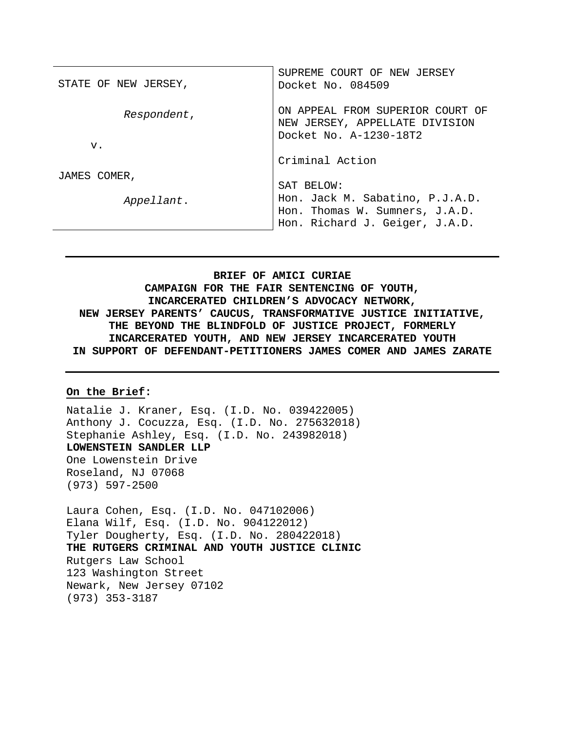| STATE OF NEW JERSEY, | SUPREME COURT OF NEW JERSEY<br>Docket No. 084509 |
|---|---|
| *Respondent*, | ON APPEAL FROM SUPERIOR COURT OF NEW JERSEY, APPELLATE DIVISION<br>Docket No. A-1230-18T2 |
| v. | Criminal Action |
| JAMES COMER,<br>*Appellant*. | SAT BELOW:<br>Hon. Jack M. Sabatino, P.J.A.D.<br>Hon. Thomas W. Sumners, J.A.D.<br>Hon. Richard J. Geiger, J.A.D. |

---

**BRIEF OF AMICI CURIAE
CAMPAIGN FOR THE FAIR SENTENCING OF YOUTH,
INCARCERATED CHILDREN'S ADVOCACY NETWORK,
NEW JERSEY PARENTS' CAUCUS, TRANSFORMATIVE JUSTICE INITIATIVE,
THE BEYOND THE BLINDFOLD OF JUSTICE PROJECT, FORMERLY
INCARCERATED YOUTH, AND NEW JERSEY INCARCERATED YOUTH
IN SUPPORT OF DEFENDANT-PETITIONERS JAMES COMER AND JAMES ZARATE**

---

**On the Brief:**

Natalie J. Kraner, Esq. (I.D. No. 039422005)
Anthony J. Cocuzza, Esq. (I.D. No. 275632018)
Stephanie Ashley, Esq. (I.D. No. 243982018)
**LOWENSTEIN SANDLER LLP**
One Lowenstein Drive
Roseland, NJ 07068
(973) 597-2500

Laura Cohen, Esq. (I.D. No. 047102006)
Elana Wilf, Esq. (I.D. No. 904122012)
Tyler Dougherty, Esq. (I.D. No. 280422018)
**THE RUTGERS CRIMINAL AND YOUTH JUSTICE CLINIC**
Rutgers Law School
123 Washington Street
Newark, New Jersey 07102
(973) 353-3187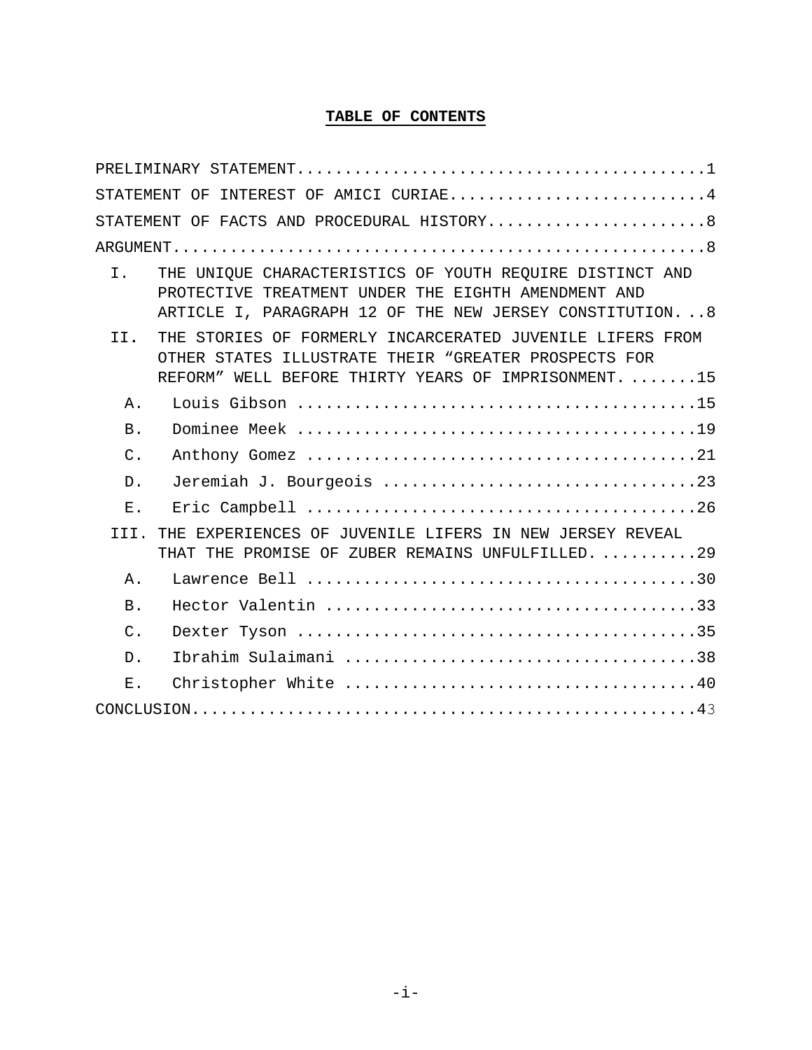**TABLE OF CONTENTS**

PRELIMINARY STATEMENT.........................................1

STATEMENT OF INTEREST OF AMICI CURIAE..........................4

STATEMENT OF FACTS AND PROCEDURAL HISTORY......................8

ARGUMENT.......................................................8

I. THE UNIQUE CHARACTERISTICS OF YOUTH REQUIRE DISTINCT AND PROTECTIVE TREATMENT UNDER THE EIGHTH AMENDMENT AND ARTICLE I, PARAGRAPH 12 OF THE NEW JERSEY CONSTITUTION...8

II. THE STORIES OF FORMERLY INCARCERATED JUVENILE LIFERS FROM OTHER STATES ILLUSTRATE THEIR "GREATER PROSPECTS FOR REFORM" WELL BEFORE THIRTY YEARS OF IMPRISONMENT.......15

A. Louis Gibson ..........................................15

B. Dominee Meek ..........................................19

C. Anthony Gomez .........................................21

D. Jeremiah J. Bourgeois .................................23

E. Eric Campbell .........................................26

III. THE EXPERIENCES OF JUVENILE LIFERS IN NEW JERSEY REVEAL THAT THE PROMISE OF ZUBER REMAINS UNFULFILLED..........29

A. Lawrence Bell .........................................30

B. Hector Valentin .......................................33

C. Dexter Tyson ..........................................35

D. Ibrahim Sulaimani .....................................38

E. Christopher White .....................................40

CONCLUSION....................................................43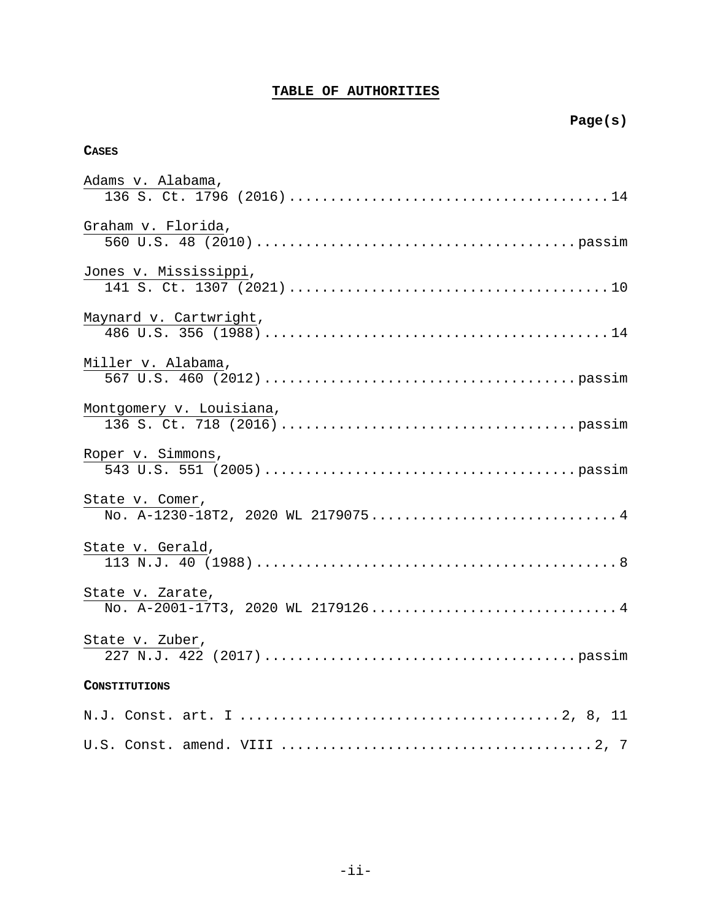# TABLE OF AUTHORITIES

**Page(s)**

**CASES**

Adams v. Alabama,
136 S. Ct. 1796 (2016) .......................................14

Graham v. Florida,
560 U.S. 48 (2010) .......................................passim

Jones v. Mississippi,
141 S. Ct. 1307 (2021) .......................................10

Maynard v. Cartwright,
486 U.S. 356 (1988) .......................................14

Miller v. Alabama,
567 U.S. 460 (2012) .......................................passim

Montgomery v. Louisiana,
136 S. Ct. 718 (2016) .......................................passim

Roper v. Simmons,
543 U.S. 551 (2005) .......................................passim

State v. Comer,
No. A-1230-18T2, 2020 WL 2179075 .......................................4

State v. Gerald,
113 N.J. 40 (1988) .......................................8

State v. Zarate,
No. A-2001-17T3, 2020 WL 2179126 .......................................4

State v. Zuber,
227 N.J. 422 (2017) .......................................passim

**CONSTITUTIONS**

N.J. Const. art. I .......................................2, 8, 11

U.S. Const. amend. VIII .......................................2, 7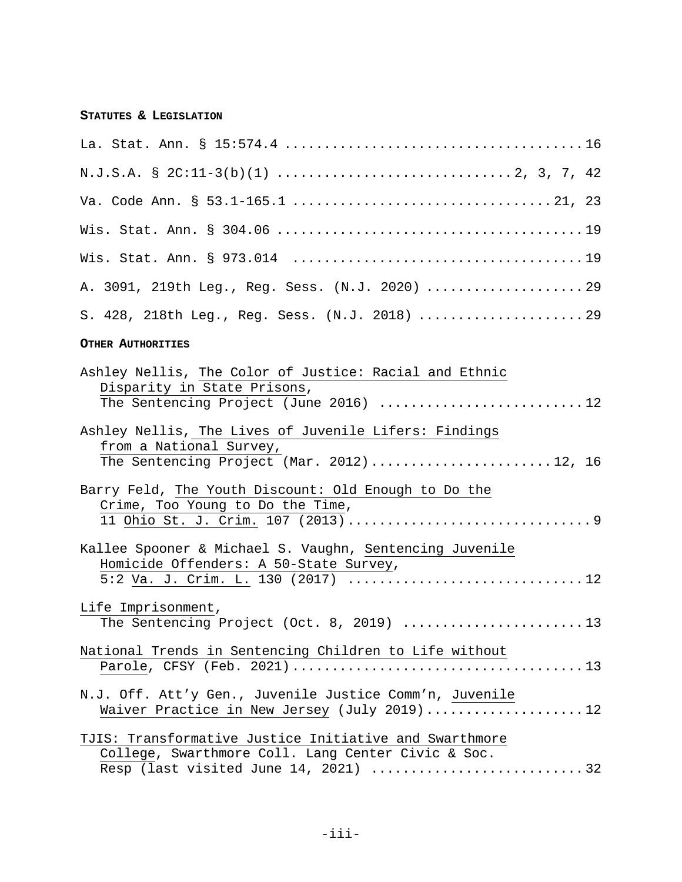**STATUTES & LEGISLATION**

La. Stat. Ann. § 15:574.4 .....................................16

N.J.S.A. § 2C:11-3(b)(1) ............................2, 3, 7, 42

Va. Code Ann. § 53.1-165.1 ................................21, 23

Wis. Stat. Ann. § 304.06 .......................................19

Wis. Stat. Ann. § 973.014 .....................................19

A. 3091, 219th Leg., Reg. Sess. (N.J. 2020) ....................29

S. 428, 218th Leg., Reg. Sess. (N.J. 2018) .....................29

**OTHER AUTHORITIES**

Ashley Nellis, The Color of Justice: Racial and Ethnic Disparity in State Prisons, The Sentencing Project (June 2016) ..........................12

Ashley Nellis, The Lives of Juvenile Lifers: Findings from a National Survey, The Sentencing Project (Mar. 2012).......................12, 16

Barry Feld, The Youth Discount: Old Enough to Do the Crime, Too Young to Do the Time, 11 Ohio St. J. Crim. 107 (2013)..............................9

Kallee Spooner & Michael S. Vaughn, Sentencing Juvenile Homicide Offenders: A 50-State Survey, 5:2 Va. J. Crim. L. 130 (2017) .............................12

Life Imprisonment, The Sentencing Project (Oct. 8, 2019) .......................13

National Trends in Sentencing Children to Life without Parole, CFSY (Feb. 2021).....................................13

N.J. Off. Att'y Gen., Juvenile Justice Comm'n, Juvenile Waiver Practice in New Jersey (July 2019)...................12

TJIS: Transformative Justice Initiative and Swarthmore College, Swarthmore Coll. Lang Center Civic & Soc. Resp (last visited June 14, 2021) ..........................32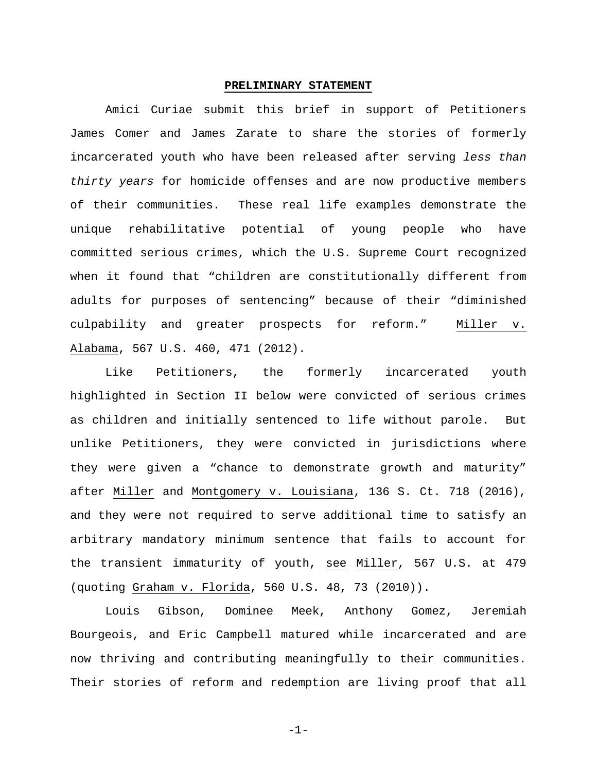## PRELIMINARY STATEMENT

Amici Curiae submit this brief in support of Petitioners James Comer and James Zarate to share the stories of formerly incarcerated youth who have been released after serving *less than thirty years* for homicide offenses and are now productive members of their communities. These real life examples demonstrate the unique rehabilitative potential of young people who have committed serious crimes, which the U.S. Supreme Court recognized when it found that "children are constitutionally different from adults for purposes of sentencing" because of their "diminished culpability and greater prospects for reform." Miller v. Alabama, 567 U.S. 460, 471 (2012).

Like Petitioners, the formerly incarcerated youth highlighted in Section II below were convicted of serious crimes as children and initially sentenced to life without parole. But unlike Petitioners, they were convicted in jurisdictions where they were given a "chance to demonstrate growth and maturity" after Miller and Montgomery v. Louisiana, 136 S. Ct. 718 (2016), and they were not required to serve additional time to satisfy an arbitrary mandatory minimum sentence that fails to account for the transient immaturity of youth, see Miller, 567 U.S. at 479 (quoting Graham v. Florida, 560 U.S. 48, 73 (2010)).

Louis Gibson, Dominee Meek, Anthony Gomez, Jeremiah Bourgeois, and Eric Campbell matured while incarcerated and are now thriving and contributing meaningfully to their communities. Their stories of reform and redemption are living proof that all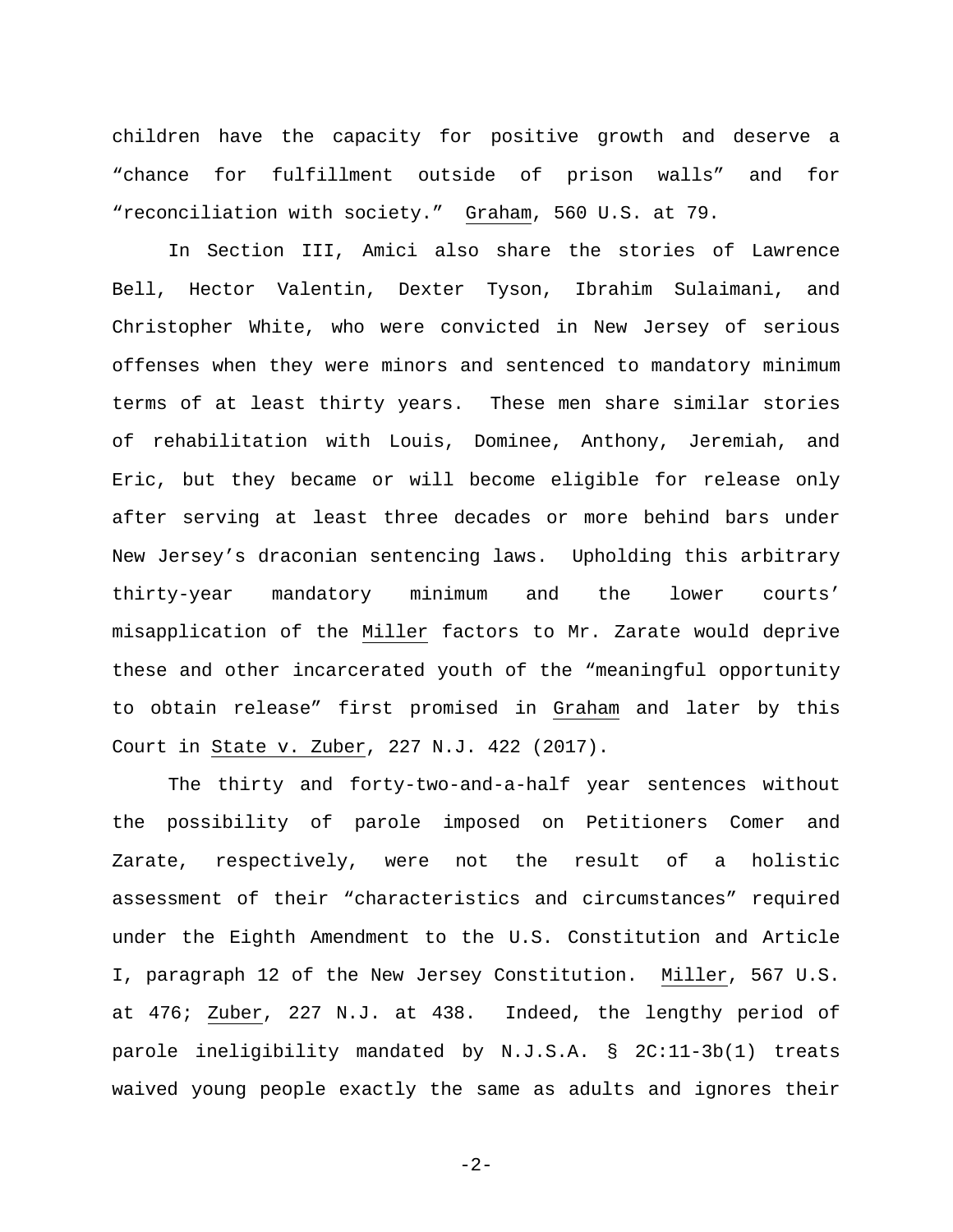children have the capacity for positive growth and deserve a "chance for fulfillment outside of prison walls" and for "reconciliation with society." Graham, 560 U.S. at 79.

In Section III, Amici also share the stories of Lawrence Bell, Hector Valentin, Dexter Tyson, Ibrahim Sulaimani, and Christopher White, who were convicted in New Jersey of serious offenses when they were minors and sentenced to mandatory minimum terms of at least thirty years. These men share similar stories of rehabilitation with Louis, Dominee, Anthony, Jeremiah, and Eric, but they became or will become eligible for release only after serving at least three decades or more behind bars under New Jersey's draconian sentencing laws. Upholding this arbitrary thirty-year mandatory minimum and the lower courts' misapplication of the Miller factors to Mr. Zarate would deprive these and other incarcerated youth of the "meaningful opportunity to obtain release" first promised in Graham and later by this Court in State v. Zuber, 227 N.J. 422 (2017).

The thirty and forty-two-and-a-half year sentences without the possibility of parole imposed on Petitioners Comer and Zarate, respectively, were not the result of a holistic assessment of their "characteristics and circumstances" required under the Eighth Amendment to the U.S. Constitution and Article I, paragraph 12 of the New Jersey Constitution. Miller, 567 U.S. at 476; Zuber, 227 N.J. at 438. Indeed, the lengthy period of parole ineligibility mandated by N.J.S.A. § 2C:11-3b(1) treats waived young people exactly the same as adults and ignores their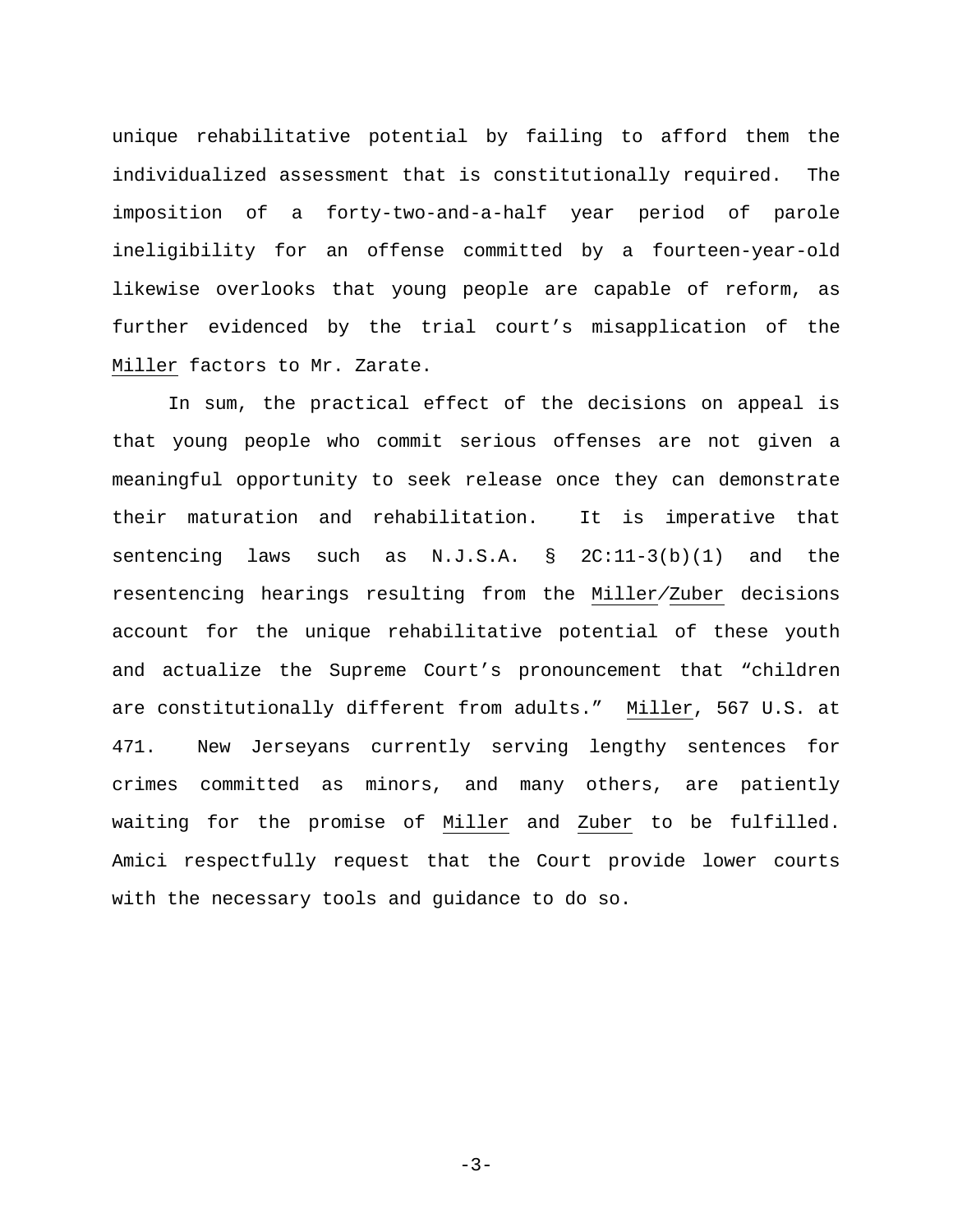unique rehabilitative potential by failing to afford them the individualized assessment that is constitutionally required. The imposition of a forty-two-and-a-half year period of parole ineligibility for an offense committed by a fourteen-year-old likewise overlooks that young people are capable of reform, as further evidenced by the trial court's misapplication of the Miller factors to Mr. Zarate.

In sum, the practical effect of the decisions on appeal is that young people who commit serious offenses are not given a meaningful opportunity to seek release once they can demonstrate their maturation and rehabilitation. It is imperative that sentencing laws such as N.J.S.A. § 2C:11-3(b)(1) and the resentencing hearings resulting from the Miller/Zuber decisions account for the unique rehabilitative potential of these youth and actualize the Supreme Court's pronouncement that "children are constitutionally different from adults." Miller, 567 U.S. at 471. New Jerseyans currently serving lengthy sentences for crimes committed as minors, and many others, are patiently waiting for the promise of Miller and Zuber to be fulfilled. Amici respectfully request that the Court provide lower courts with the necessary tools and guidance to do so.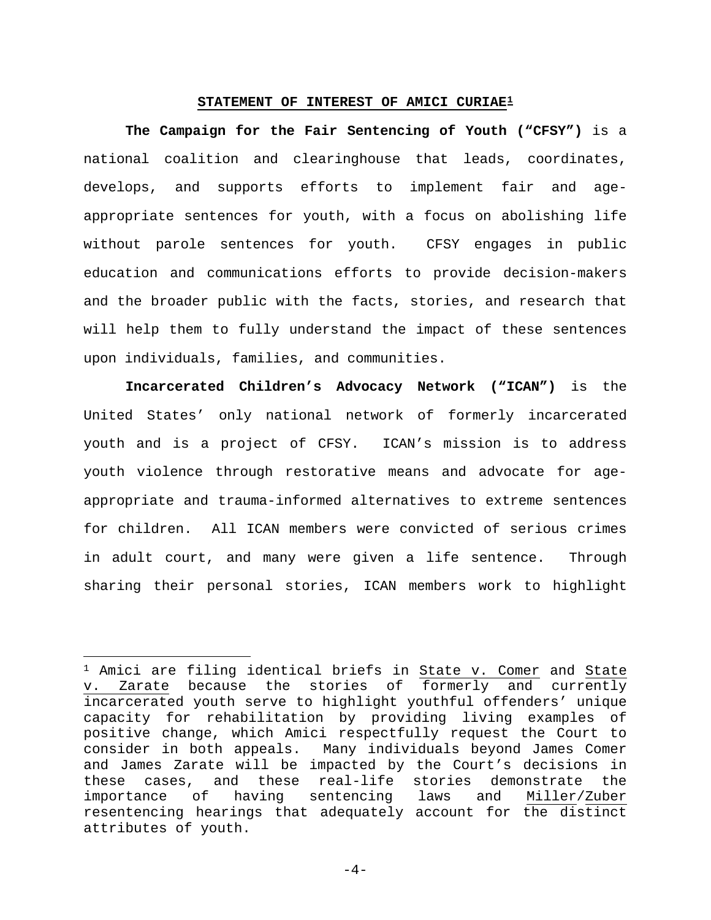## STATEMENT OF INTEREST OF AMICI CURIAE[1]

**The Campaign for the Fair Sentencing of Youth ("CFSY")** is a national coalition and clearinghouse that leads, coordinates, develops, and supports efforts to implement fair and age-appropriate sentences for youth, with a focus on abolishing life without parole sentences for youth. CFSY engages in public education and communications efforts to provide decision-makers and the broader public with the facts, stories, and research that will help them to fully understand the impact of these sentences upon individuals, families, and communities.

**Incarcerated Children's Advocacy Network ("ICAN")** is the United States' only national network of formerly incarcerated youth and is a project of CFSY. ICAN's mission is to address youth violence through restorative means and advocate for age-appropriate and trauma-informed alternatives to extreme sentences for children. All ICAN members were convicted of serious crimes in adult court, and many were given a life sentence. Through sharing their personal stories, ICAN members work to highlight

---

[1] Amici are filing identical briefs in State v. Comer and State v. Zarate because the stories of formerly and currently incarcerated youth serve to highlight youthful offenders' unique capacity for rehabilitation by providing living examples of positive change, which Amici respectfully request the Court to consider in both appeals. Many individuals beyond James Comer and James Zarate will be impacted by the Court's decisions in these cases, and these real-life stories demonstrate the importance of having sentencing laws and Miller/Zuber resentencing hearings that adequately account for the distinct attributes of youth.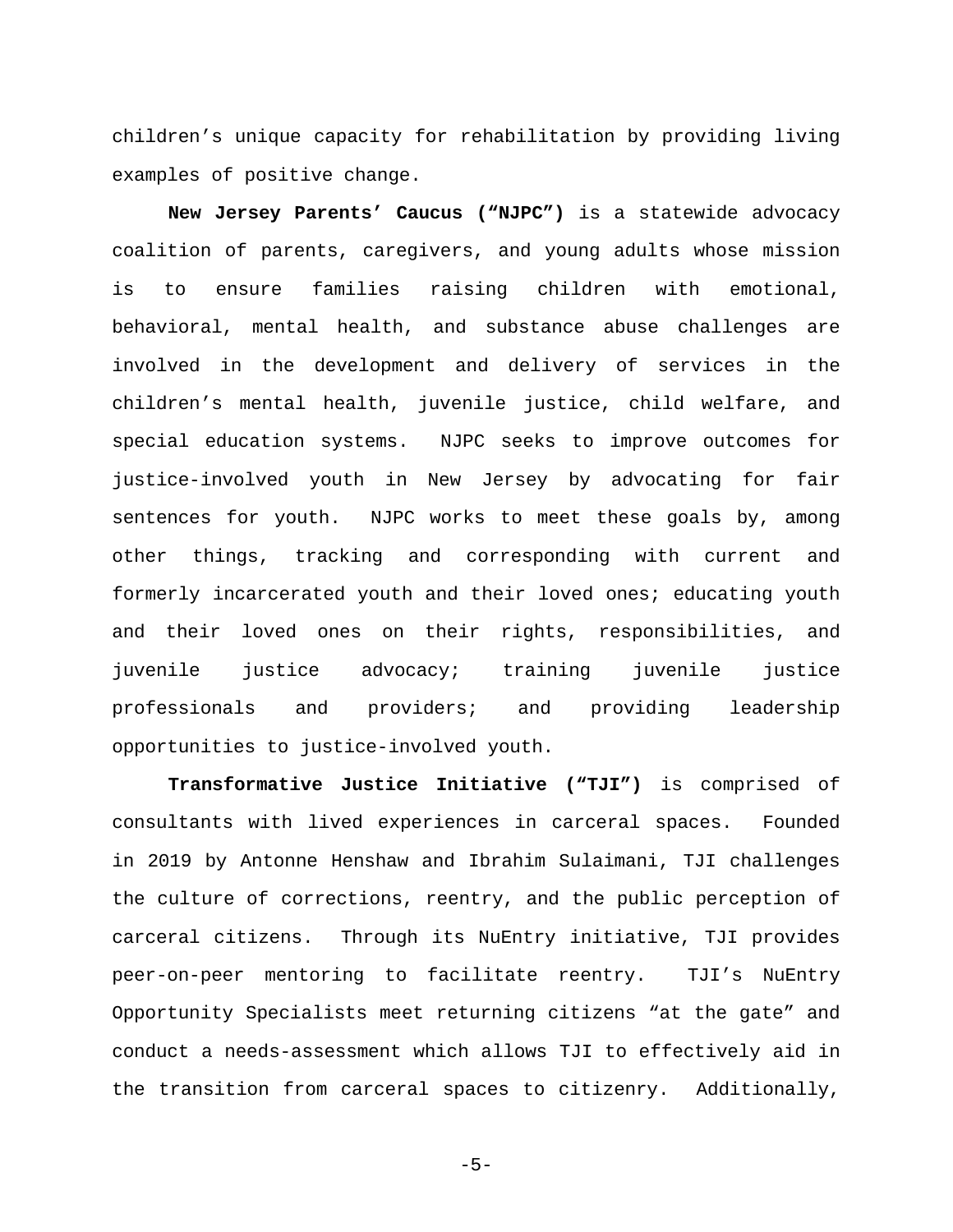children's unique capacity for rehabilitation by providing living examples of positive change.

**New Jersey Parents' Caucus ("NJPC")** is a statewide advocacy coalition of parents, caregivers, and young adults whose mission is to ensure families raising children with emotional, behavioral, mental health, and substance abuse challenges are involved in the development and delivery of services in the children's mental health, juvenile justice, child welfare, and special education systems. NJPC seeks to improve outcomes for justice-involved youth in New Jersey by advocating for fair sentences for youth. NJPC works to meet these goals by, among other things, tracking and corresponding with current and formerly incarcerated youth and their loved ones; educating youth and their loved ones on their rights, responsibilities, and juvenile justice advocacy; training juvenile justice professionals and providers; and providing leadership opportunities to justice-involved youth.

**Transformative Justice Initiative ("TJI")** is comprised of consultants with lived experiences in carceral spaces. Founded in 2019 by Antonne Henshaw and Ibrahim Sulaimani, TJI challenges the culture of corrections, reentry, and the public perception of carceral citizens. Through its NuEntry initiative, TJI provides peer-on-peer mentoring to facilitate reentry. TJI's NuEntry Opportunity Specialists meet returning citizens "at the gate" and conduct a needs-assessment which allows TJI to effectively aid in the transition from carceral spaces to citizenry. Additionally,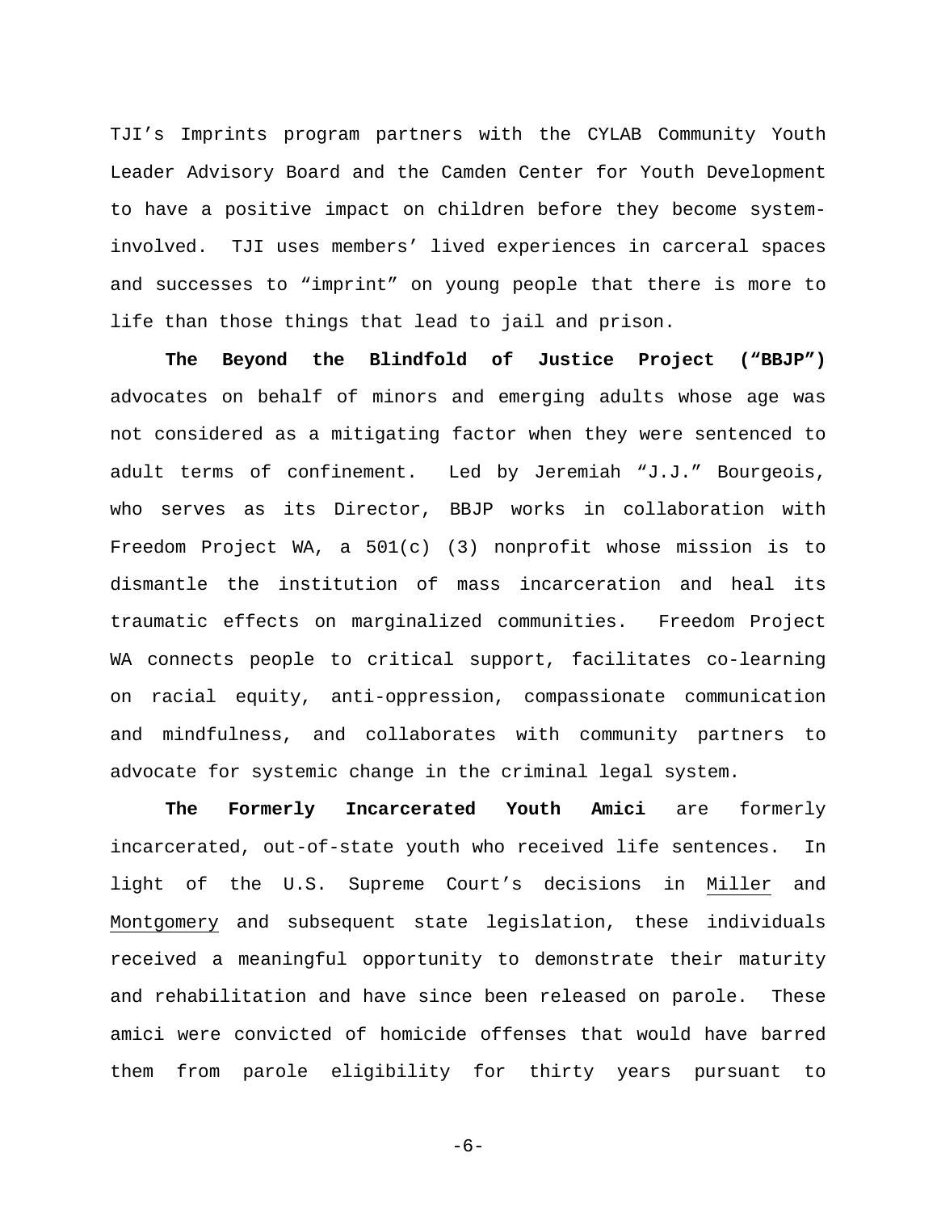TJI's Imprints program partners with the CYLAB Community Youth Leader Advisory Board and the Camden Center for Youth Development to have a positive impact on children before they become system-involved. TJI uses members' lived experiences in carceral spaces and successes to "imprint" on young people that there is more to life than those things that lead to jail and prison.

**The Beyond the Blindfold of Justice Project ("BBJP")** advocates on behalf of minors and emerging adults whose age was not considered as a mitigating factor when they were sentenced to adult terms of confinement. Led by Jeremiah "J.J." Bourgeois, who serves as its Director, BBJP works in collaboration with Freedom Project WA, a 501(c) (3) nonprofit whose mission is to dismantle the institution of mass incarceration and heal its traumatic effects on marginalized communities. Freedom Project WA connects people to critical support, facilitates co-learning on racial equity, anti-oppression, compassionate communication and mindfulness, and collaborates with community partners to advocate for systemic change in the criminal legal system.

**The Formerly Incarcerated Youth Amici** are formerly incarcerated, out-of-state youth who received life sentences. In light of the U.S. Supreme Court's decisions in Miller and Montgomery and subsequent state legislation, these individuals received a meaningful opportunity to demonstrate their maturity and rehabilitation and have since been released on parole. These amici were convicted of homicide offenses that would have barred them from parole eligibility for thirty years pursuant to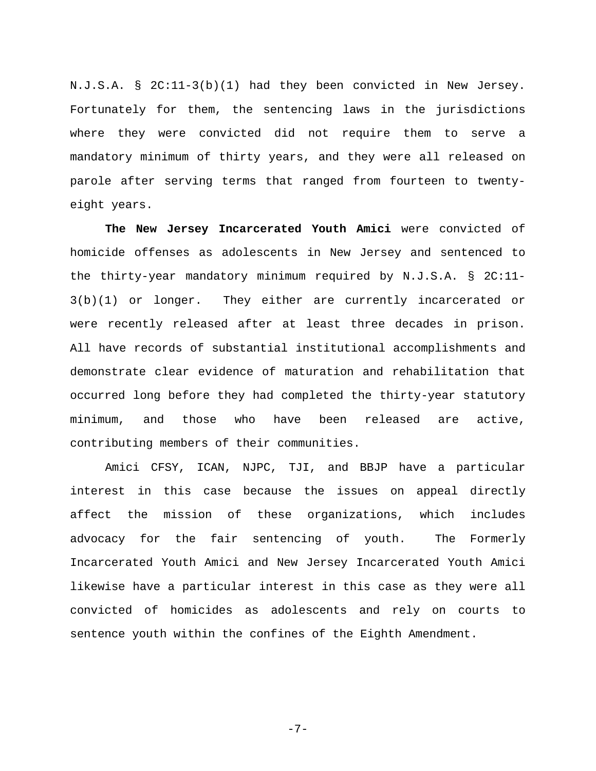N.J.S.A. § 2C:11-3(b)(1) had they been convicted in New Jersey. Fortunately for them, the sentencing laws in the jurisdictions where they were convicted did not require them to serve a mandatory minimum of thirty years, and they were all released on parole after serving terms that ranged from fourteen to twenty-eight years.

**The New Jersey Incarcerated Youth Amici** were convicted of homicide offenses as adolescents in New Jersey and sentenced to the thirty-year mandatory minimum required by N.J.S.A. § 2C:11-3(b)(1) or longer. They either are currently incarcerated or were recently released after at least three decades in prison. All have records of substantial institutional accomplishments and demonstrate clear evidence of maturation and rehabilitation that occurred long before they had completed the thirty-year statutory minimum, and those who have been released are active, contributing members of their communities.

Amici CFSY, ICAN, NJPC, TJI, and BBJP have a particular interest in this case because the issues on appeal directly affect the mission of these organizations, which includes advocacy for the fair sentencing of youth. The Formerly Incarcerated Youth Amici and New Jersey Incarcerated Youth Amici likewise have a particular interest in this case as they were all convicted of homicides as adolescents and rely on courts to sentence youth within the confines of the Eighth Amendment.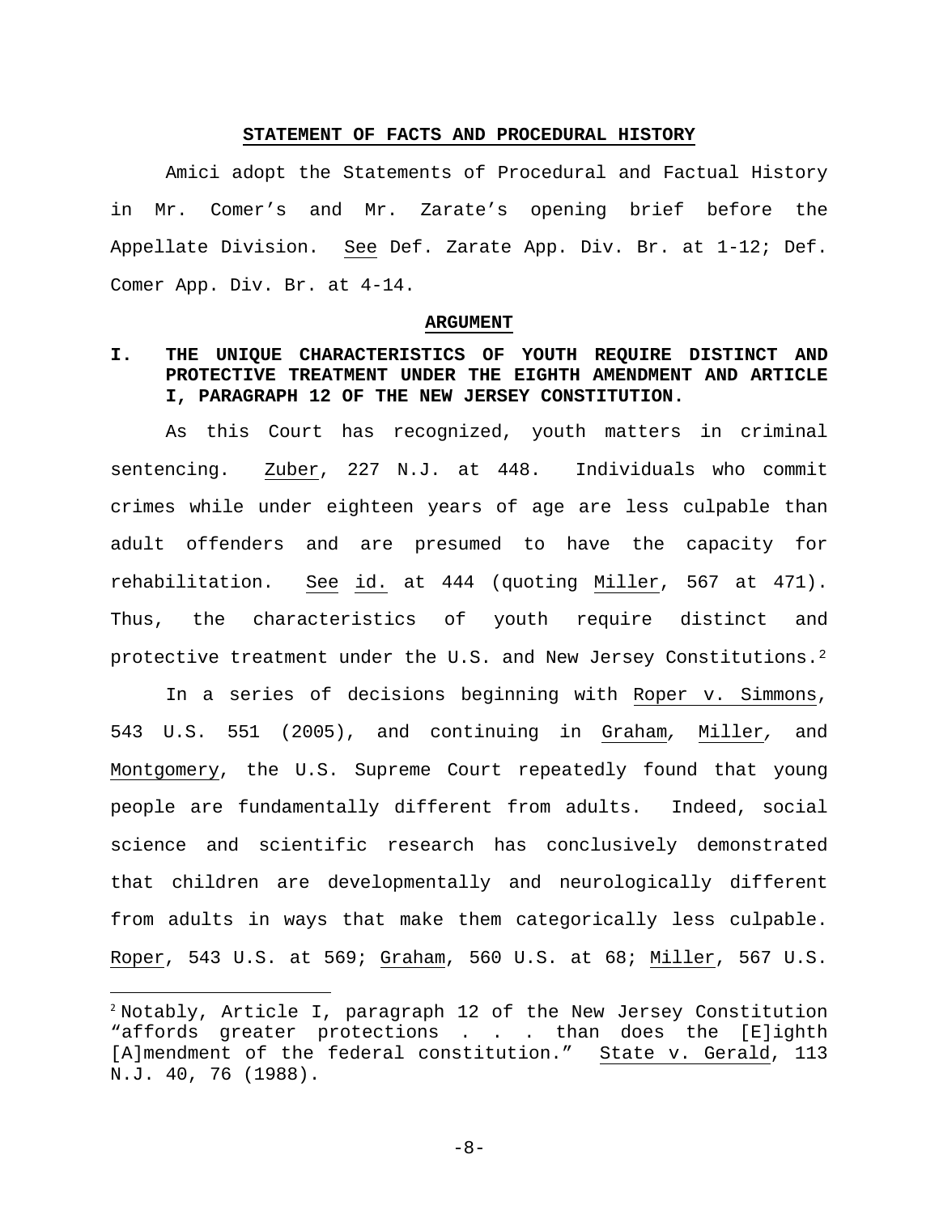## STATEMENT OF FACTS AND PROCEDURAL HISTORY

Amici adopt the Statements of Procedural and Factual History in Mr. Comer's and Mr. Zarate's opening brief before the Appellate Division. See Def. Zarate App. Div. Br. at 1-12; Def. Comer App. Div. Br. at 4-14.

## ARGUMENT

### I. THE UNIQUE CHARACTERISTICS OF YOUTH REQUIRE DISTINCT AND PROTECTIVE TREATMENT UNDER THE EIGHTH AMENDMENT AND ARTICLE I, PARAGRAPH 12 OF THE NEW JERSEY CONSTITUTION.

As this Court has recognized, youth matters in criminal sentencing. Zuber, 227 N.J. at 448. Individuals who commit crimes while under eighteen years of age are less culpable than adult offenders and are presumed to have the capacity for rehabilitation. See id. at 444 (quoting Miller, 567 at 471). Thus, the characteristics of youth require distinct and protective treatment under the U.S. and New Jersey Constitutions.[2]

In a series of decisions beginning with Roper v. Simmons, 543 U.S. 551 (2005), and continuing in Graham, Miller, and Montgomery, the U.S. Supreme Court repeatedly found that young people are fundamentally different from adults. Indeed, social science and scientific research has conclusively demonstrated that children are developmentally and neurologically different from adults in ways that make them categorically less culpable. Roper, 543 U.S. at 569; Graham, 560 U.S. at 68; Miller, 567 U.S.

---

[2] Notably, Article I, paragraph 12 of the New Jersey Constitution "affords greater protections . . . than does the [E]ighth [A]mendment of the federal constitution." State v. Gerald, 113 N.J. 40, 76 (1988).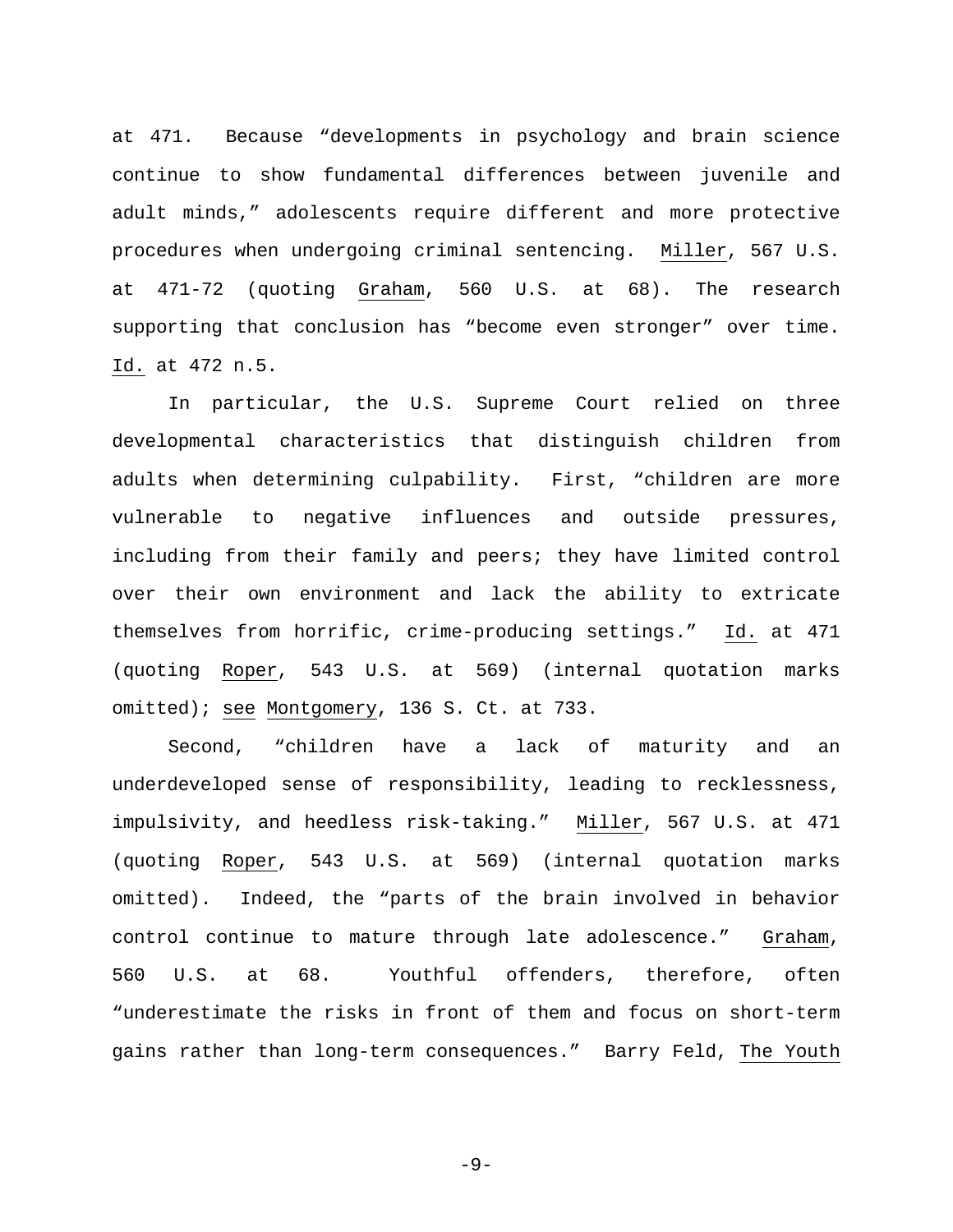at 471. Because "developments in psychology and brain science continue to show fundamental differences between juvenile and adult minds," adolescents require different and more protective procedures when undergoing criminal sentencing. Miller, 567 U.S. at 471-72 (quoting Graham, 560 U.S. at 68). The research supporting that conclusion has "become even stronger" over time. Id. at 472 n.5.

In particular, the U.S. Supreme Court relied on three developmental characteristics that distinguish children from adults when determining culpability. First, "children are more vulnerable to negative influences and outside pressures, including from their family and peers; they have limited control over their own environment and lack the ability to extricate themselves from horrific, crime-producing settings." Id. at 471 (quoting Roper, 543 U.S. at 569) (internal quotation marks omitted); see Montgomery, 136 S. Ct. at 733.

Second, "children have a lack of maturity and an underdeveloped sense of responsibility, leading to recklessness, impulsivity, and heedless risk-taking." Miller, 567 U.S. at 471 (quoting Roper, 543 U.S. at 569) (internal quotation marks omitted). Indeed, the "parts of the brain involved in behavior control continue to mature through late adolescence." Graham, 560 U.S. at 68. Youthful offenders, therefore, often "underestimate the risks in front of them and focus on short-term gains rather than long-term consequences." Barry Feld, The Youth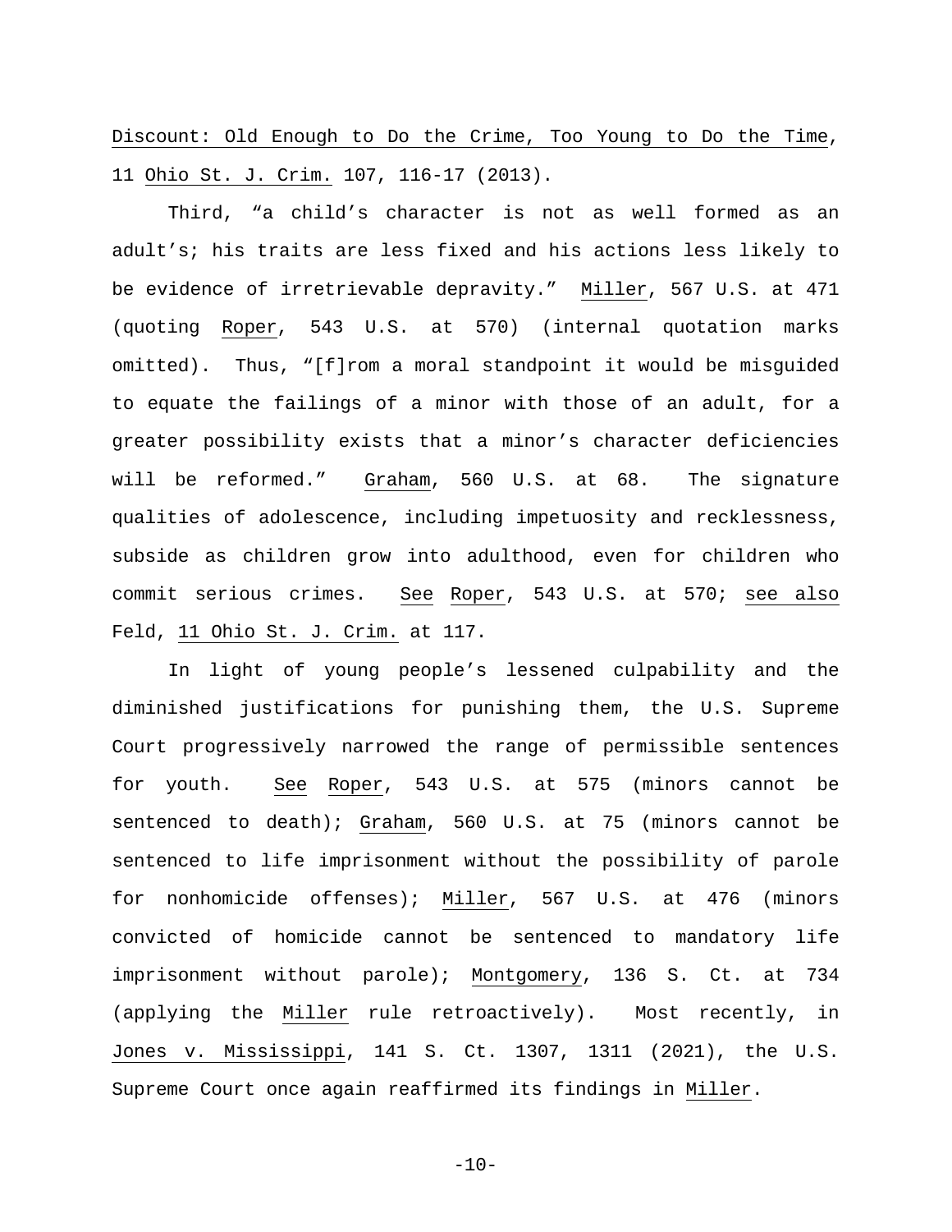Discount: Old Enough to Do the Crime, Too Young to Do the Time, 11 Ohio St. J. Crim. 107, 116-17 (2013).

Third, "a child's character is not as well formed as an adult's; his traits are less fixed and his actions less likely to be evidence of irretrievable depravity." Miller, 567 U.S. at 471 (quoting Roper, 543 U.S. at 570) (internal quotation marks omitted). Thus, "[f]rom a moral standpoint it would be misguided to equate the failings of a minor with those of an adult, for a greater possibility exists that a minor's character deficiencies will be reformed." Graham, 560 U.S. at 68. The signature qualities of adolescence, including impetuosity and recklessness, subside as children grow into adulthood, even for children who commit serious crimes. See Roper, 543 U.S. at 570; see also Feld, 11 Ohio St. J. Crim. at 117.

In light of young people's lessened culpability and the diminished justifications for punishing them, the U.S. Supreme Court progressively narrowed the range of permissible sentences for youth. See Roper, 543 U.S. at 575 (minors cannot be sentenced to death); Graham, 560 U.S. at 75 (minors cannot be sentenced to life imprisonment without the possibility of parole for nonhomicide offenses); Miller, 567 U.S. at 476 (minors convicted of homicide cannot be sentenced to mandatory life imprisonment without parole); Montgomery, 136 S. Ct. at 734 (applying the Miller rule retroactively). Most recently, in Jones v. Mississippi, 141 S. Ct. 1307, 1311 (2021), the U.S. Supreme Court once again reaffirmed its findings in Miller.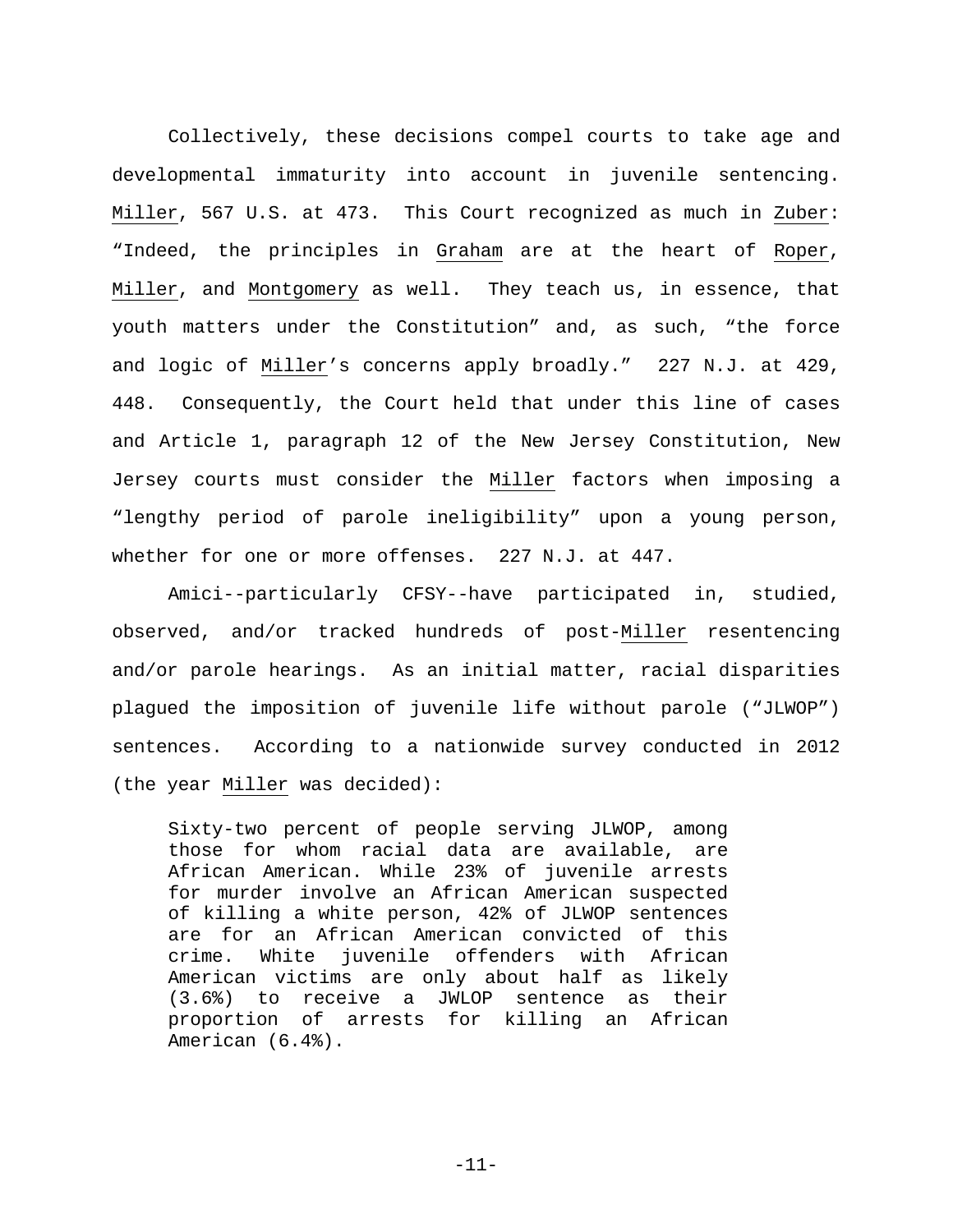Collectively, these decisions compel courts to take age and developmental immaturity into account in juvenile sentencing. Miller, 567 U.S. at 473. This Court recognized as much in Zuber: "Indeed, the principles in Graham are at the heart of Roper, Miller, and Montgomery as well. They teach us, in essence, that youth matters under the Constitution" and, as such, "the force and logic of Miller's concerns apply broadly." 227 N.J. at 429, 448. Consequently, the Court held that under this line of cases and Article 1, paragraph 12 of the New Jersey Constitution, New Jersey courts must consider the Miller factors when imposing a "lengthy period of parole ineligibility" upon a young person, whether for one or more offenses. 227 N.J. at 447.

Amici--particularly CFSY--have participated in, studied, observed, and/or tracked hundreds of post-Miller resentencing and/or parole hearings. As an initial matter, racial disparities plagued the imposition of juvenile life without parole ("JLWOP") sentences. According to a nationwide survey conducted in 2012 (the year Miller was decided):

> Sixty-two percent of people serving JLWOP, among those for whom racial data are available, are African American. While 23% of juvenile arrests for murder involve an African American suspected of killing a white person, 42% of JLWOP sentences are for an African American convicted of this crime. White juvenile offenders with African American victims are only about half as likely (3.6%) to receive a JWLOP sentence as their proportion of arrests for killing an African American (6.4%).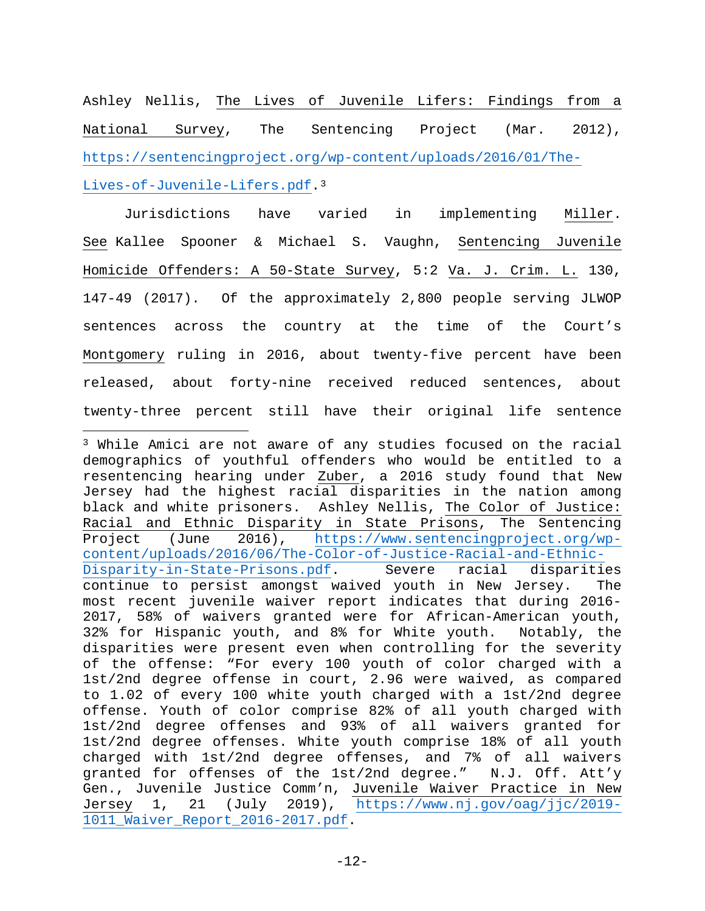Ashley Nellis, The Lives of Juvenile Lifers: Findings from a National Survey, The Sentencing Project (Mar. 2012), https://sentencingproject.org/wp-content/uploads/2016/01/The-Lives-of-Juvenile-Lifers.pdf.[3]

Jurisdictions have varied in implementing Miller. See Kallee Spooner & Michael S. Vaughn, Sentencing Juvenile Homicide Offenders: A 50-State Survey, 5:2 Va. J. Crim. L. 130, 147-49 (2017). Of the approximately 2,800 people serving JLWOP sentences across the country at the time of the Court's Montgomery ruling in 2016, about twenty-five percent have been released, about forty-nine received reduced sentences, about twenty-three percent still have their original life sentence

---

[3] While Amici are not aware of any studies focused on the racial demographics of youthful offenders who would be entitled to a resentencing hearing under Zuber, a 2016 study found that New Jersey had the highest racial disparities in the nation among black and white prisoners. Ashley Nellis, The Color of Justice: Racial and Ethnic Disparity in State Prisons, The Sentencing Project (June 2016), https://www.sentencingproject.org/wp-content/uploads/2016/06/The-Color-of-Justice-Racial-and-Ethnic-Disparity-in-State-Prisons.pdf. Severe racial disparities continue to persist amongst waived youth in New Jersey. The most recent juvenile waiver report indicates that during 2016-2017, 58% of waivers granted were for African-American youth, 32% for Hispanic youth, and 8% for White youth. Notably, the disparities were present even when controlling for the severity of the offense: "For every 100 youth of color charged with a 1st/2nd degree offense in court, 2.96 were waived, as compared to 1.02 of every 100 white youth charged with a 1st/2nd degree offense. Youth of color comprise 82% of all youth charged with 1st/2nd degree offenses and 93% of all waivers granted for 1st/2nd degree offenses. White youth comprise 18% of all youth charged with 1st/2nd degree offenses, and 7% of all waivers granted for offenses of the 1st/2nd degree." N.J. Off. Att'y Gen., Juvenile Justice Comm'n, Juvenile Waiver Practice in New Jersey 1, 21 (July 2019), https://www.nj.gov/oag/jjc/2019-1011_Waiver_Report_2016-2017.pdf.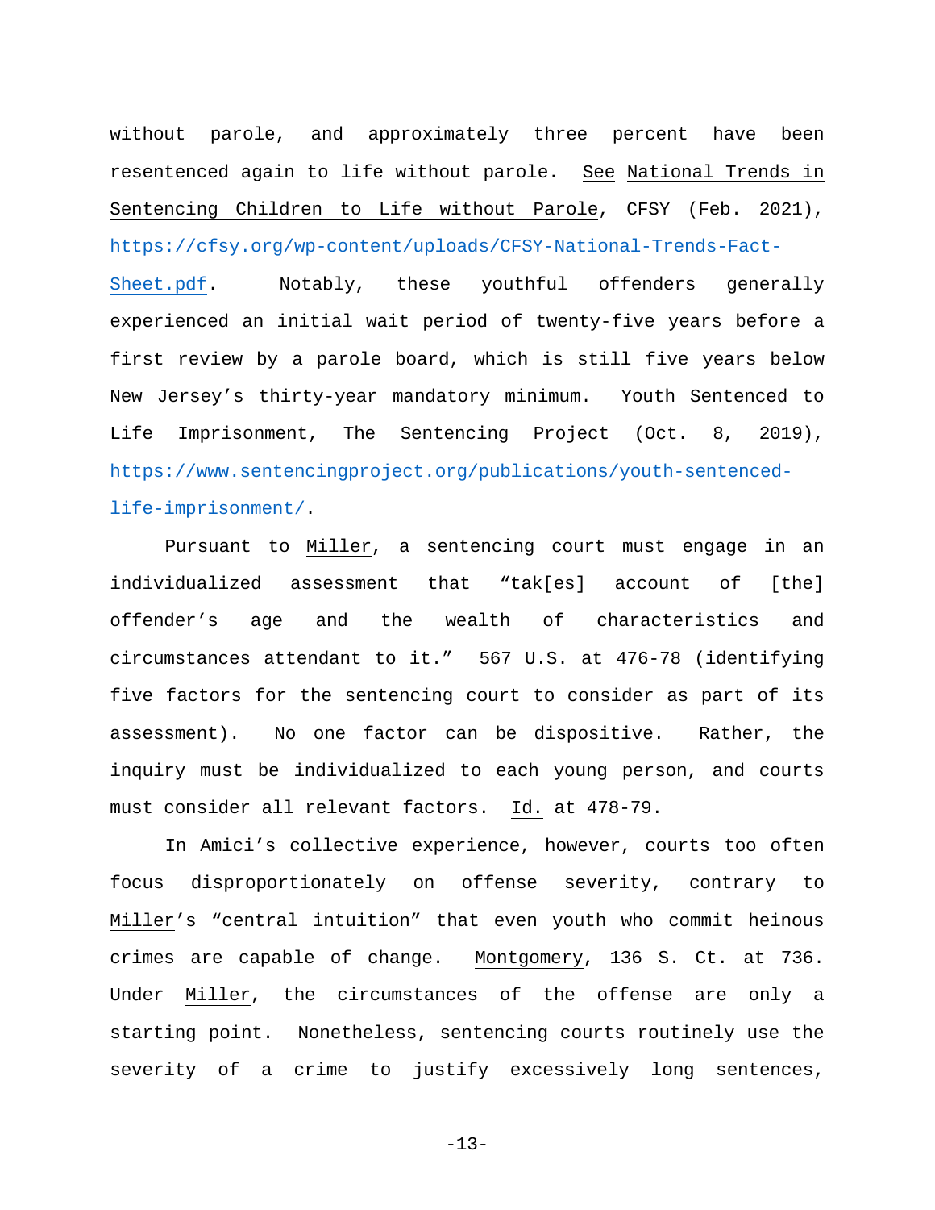without parole, and approximately three percent have been resentenced again to life without parole. See National Trends in Sentencing Children to Life without Parole, CFSY (Feb. 2021), https://cfsy.org/wp-content/uploads/CFSY-National-Trends-Fact-Sheet.pdf. Notably, these youthful offenders generally experienced an initial wait period of twenty-five years before a first review by a parole board, which is still five years below New Jersey's thirty-year mandatory minimum. Youth Sentenced to Life Imprisonment, The Sentencing Project (Oct. 8, 2019), https://www.sentencingproject.org/publications/youth-sentenced-life-imprisonment/.

Pursuant to Miller, a sentencing court must engage in an individualized assessment that "tak[es] account of [the] offender's age and the wealth of characteristics and circumstances attendant to it." 567 U.S. at 476-78 (identifying five factors for the sentencing court to consider as part of its assessment). No one factor can be dispositive. Rather, the inquiry must be individualized to each young person, and courts must consider all relevant factors. Id. at 478-79.

In Amici's collective experience, however, courts too often focus disproportionately on offense severity, contrary to Miller's "central intuition" that even youth who commit heinous crimes are capable of change. Montgomery, 136 S. Ct. at 736. Under Miller, the circumstances of the offense are only a starting point. Nonetheless, sentencing courts routinely use the severity of a crime to justify excessively long sentences,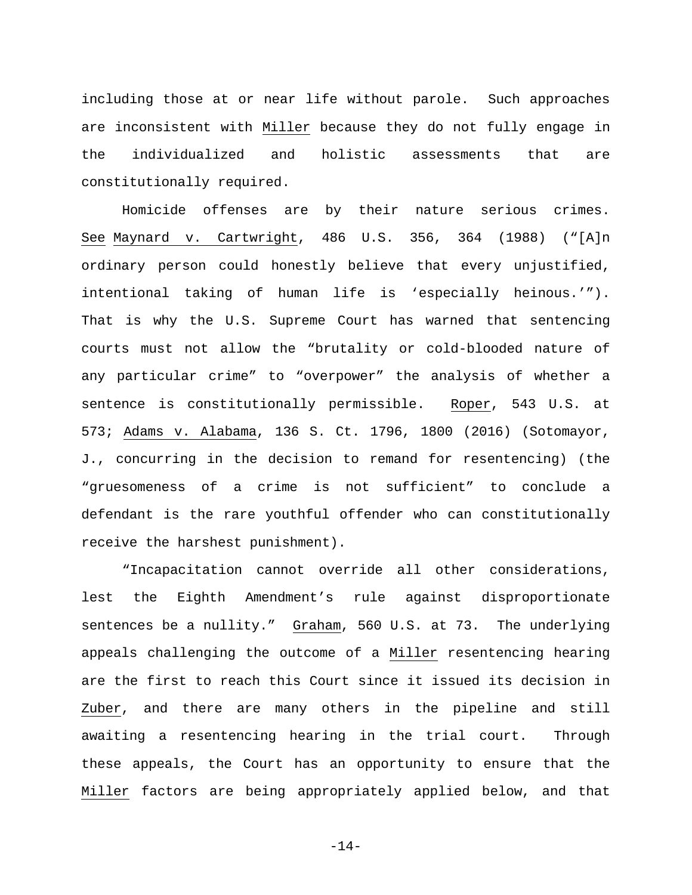including those at or near life without parole. Such approaches are inconsistent with Miller because they do not fully engage in the individualized and holistic assessments that are constitutionally required.

Homicide offenses are by their nature serious crimes. See Maynard v. Cartwright, 486 U.S. 356, 364 (1988) ("[A]n ordinary person could honestly believe that every unjustified, intentional taking of human life is 'especially heinous.'"). That is why the U.S. Supreme Court has warned that sentencing courts must not allow the "brutality or cold-blooded nature of any particular crime" to "overpower" the analysis of whether a sentence is constitutionally permissible. Roper, 543 U.S. at 573; Adams v. Alabama, 136 S. Ct. 1796, 1800 (2016) (Sotomayor, J., concurring in the decision to remand for resentencing) (the "gruesomeness of a crime is not sufficient" to conclude a defendant is the rare youthful offender who can constitutionally receive the harshest punishment).

"Incapacitation cannot override all other considerations, lest the Eighth Amendment's rule against disproportionate sentences be a nullity." Graham, 560 U.S. at 73. The underlying appeals challenging the outcome of a Miller resentencing hearing are the first to reach this Court since it issued its decision in Zuber, and there are many others in the pipeline and still awaiting a resentencing hearing in the trial court. Through these appeals, the Court has an opportunity to ensure that the Miller factors are being appropriately applied below, and that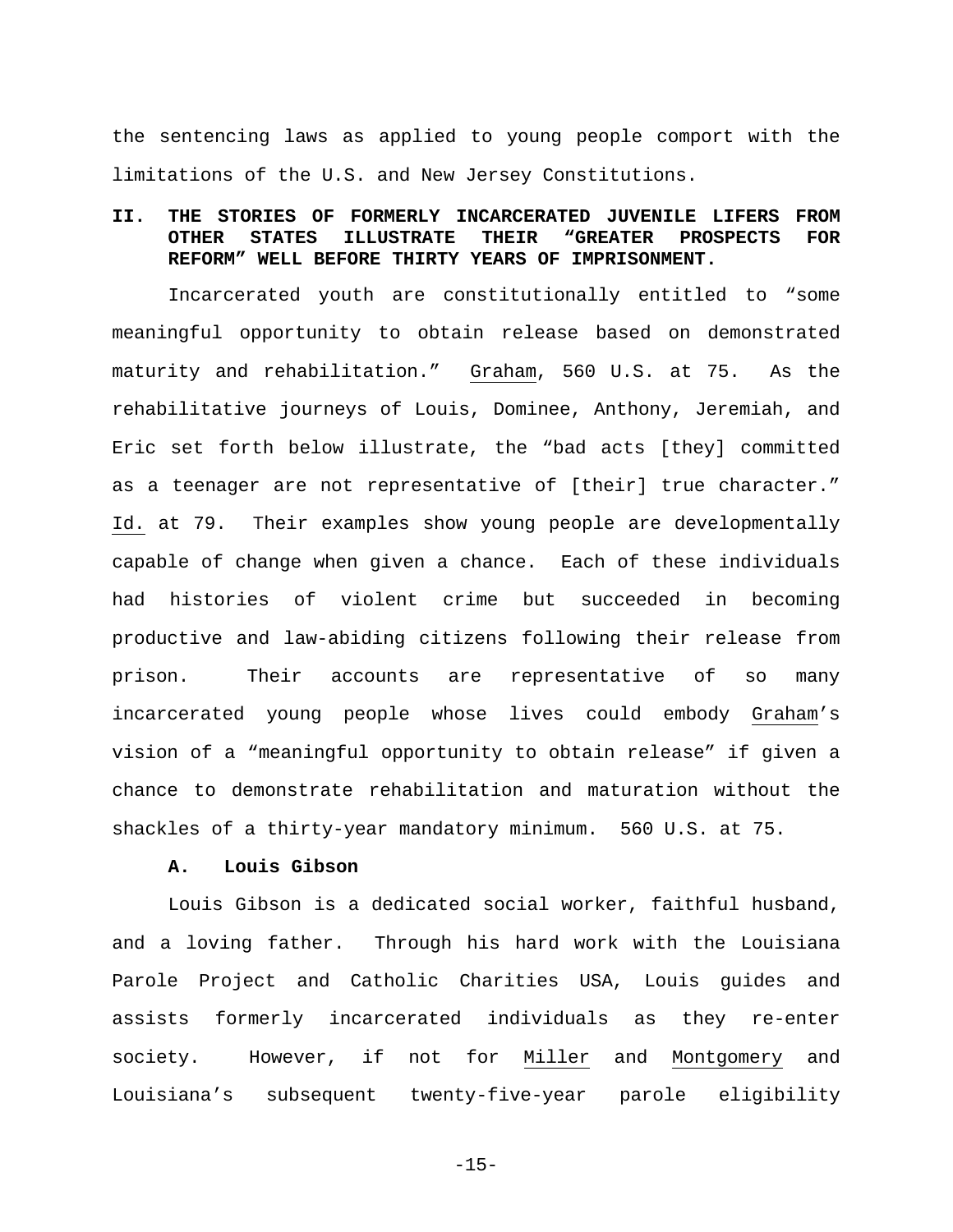the sentencing laws as applied to young people comport with the limitations of the U.S. and New Jersey Constitutions.

## II. THE STORIES OF FORMERLY INCARCERATED JUVENILE LIFERS FROM OTHER STATES ILLUSTRATE THEIR "GREATER PROSPECTS FOR REFORM" WELL BEFORE THIRTY YEARS OF IMPRISONMENT.

Incarcerated youth are constitutionally entitled to "some meaningful opportunity to obtain release based on demonstrated maturity and rehabilitation." Graham, 560 U.S. at 75. As the rehabilitative journeys of Louis, Dominee, Anthony, Jeremiah, and Eric set forth below illustrate, the "bad acts [they] committed as a teenager are not representative of [their] true character." Id. at 79. Their examples show young people are developmentally capable of change when given a chance. Each of these individuals had histories of violent crime but succeeded in becoming productive and law-abiding citizens following their release from prison. Their accounts are representative of so many incarcerated young people whose lives could embody Graham's vision of a "meaningful opportunity to obtain release" if given a chance to demonstrate rehabilitation and maturation without the shackles of a thirty-year mandatory minimum. 560 U.S. at 75.

### A. Louis Gibson

Louis Gibson is a dedicated social worker, faithful husband, and a loving father. Through his hard work with the Louisiana Parole Project and Catholic Charities USA, Louis guides and assists formerly incarcerated individuals as they re-enter society. However, if not for Miller and Montgomery and Louisiana's subsequent twenty-five-year parole eligibility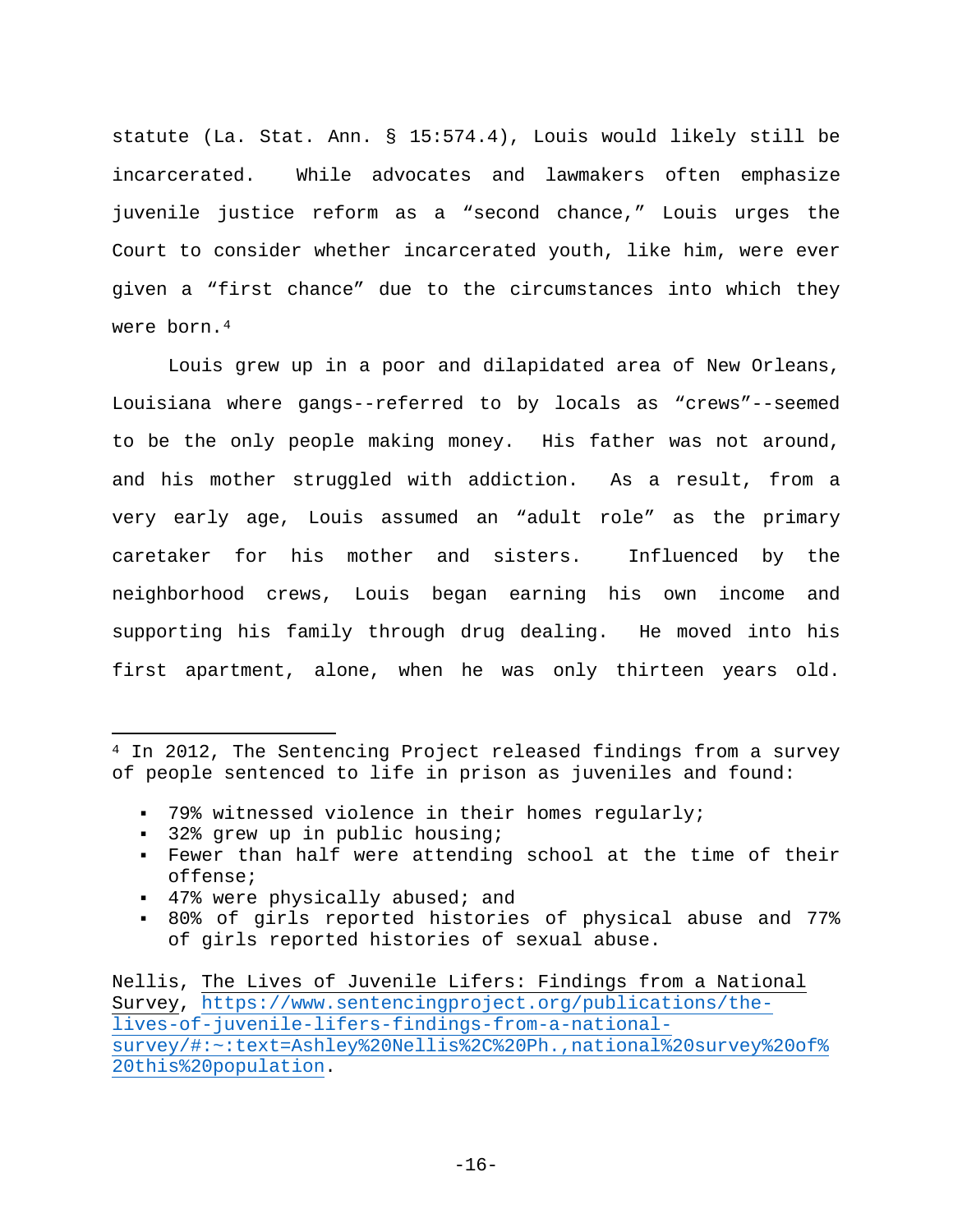statute (La. Stat. Ann. § 15:574.4), Louis would likely still be incarcerated. While advocates and lawmakers often emphasize juvenile justice reform as a "second chance," Louis urges the Court to consider whether incarcerated youth, like him, were ever given a "first chance" due to the circumstances into which they were born.[4]

Louis grew up in a poor and dilapidated area of New Orleans, Louisiana where gangs--referred to by locals as "crews"--seemed to be the only people making money. His father was not around, and his mother struggled with addiction. As a result, from a very early age, Louis assumed an "adult role" as the primary caretaker for his mother and sisters. Influenced by the neighborhood crews, Louis began earning his own income and supporting his family through drug dealing. He moved into his first apartment, alone, when he was only thirteen years old.

---

[4] In 2012, The Sentencing Project released findings from a survey of people sentenced to life in prison as juveniles and found:

- 79% witnessed violence in their homes regularly;
- 32% grew up in public housing;
- Fewer than half were attending school at the time of their offense;
- 47% were physically abused; and
- 80% of girls reported histories of physical abuse and 77% of girls reported histories of sexual abuse.

Nellis, The Lives of Juvenile Lifers: Findings from a National Survey, https://www.sentencingproject.org/publications/the-lives-of-juvenile-lifers-findings-from-a-national-survey/#:~:text=Ashley%20Nellis%2C%20Ph.,national%20survey%20of%20this%20population.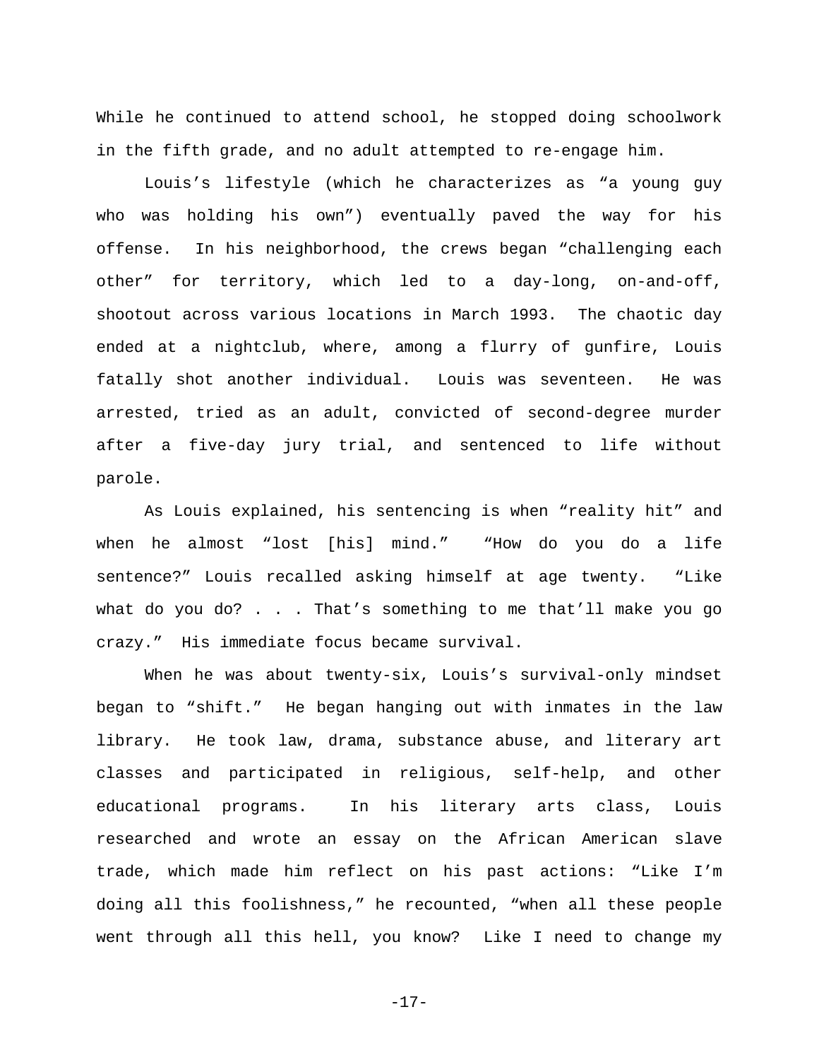While he continued to attend school, he stopped doing schoolwork in the fifth grade, and no adult attempted to re-engage him.

Louis's lifestyle (which he characterizes as "a young guy who was holding his own") eventually paved the way for his offense. In his neighborhood, the crews began "challenging each other" for territory, which led to a day-long, on-and-off, shootout across various locations in March 1993. The chaotic day ended at a nightclub, where, among a flurry of gunfire, Louis fatally shot another individual. Louis was seventeen. He was arrested, tried as an adult, convicted of second-degree murder after a five-day jury trial, and sentenced to life without parole.

As Louis explained, his sentencing is when "reality hit" and when he almost "lost [his] mind." "How do you do a life sentence?" Louis recalled asking himself at age twenty. "Like what do you do? . . . That's something to me that'll make you go crazy." His immediate focus became survival.

When he was about twenty-six, Louis's survival-only mindset began to "shift." He began hanging out with inmates in the law library. He took law, drama, substance abuse, and literary art classes and participated in religious, self-help, and other educational programs. In his literary arts class, Louis researched and wrote an essay on the African American slave trade, which made him reflect on his past actions: "Like I'm doing all this foolishness," he recounted, "when all these people went through all this hell, you know? Like I need to change my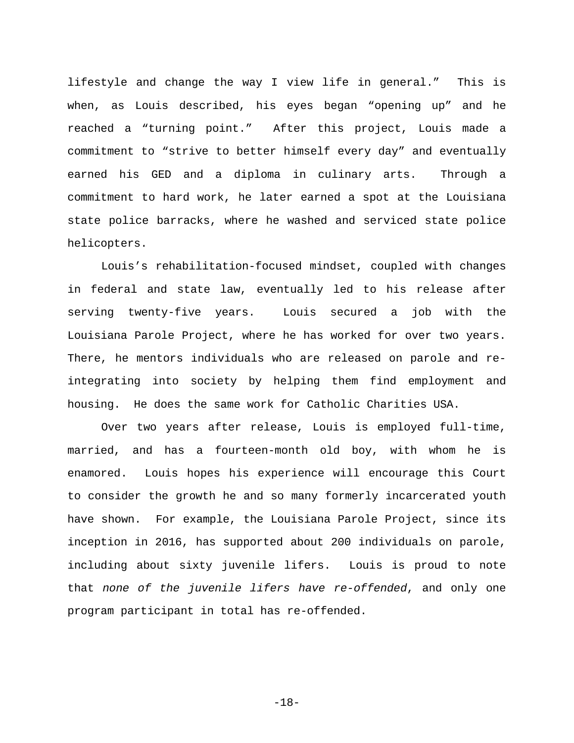lifestyle and change the way I view life in general." This is when, as Louis described, his eyes began "opening up" and he reached a "turning point." After this project, Louis made a commitment to "strive to better himself every day" and eventually earned his GED and a diploma in culinary arts. Through a commitment to hard work, he later earned a spot at the Louisiana state police barracks, where he washed and serviced state police helicopters.

Louis's rehabilitation-focused mindset, coupled with changes in federal and state law, eventually led to his release after serving twenty-five years. Louis secured a job with the Louisiana Parole Project, where he has worked for over two years. There, he mentors individuals who are released on parole and re-integrating into society by helping them find employment and housing. He does the same work for Catholic Charities USA.

Over two years after release, Louis is employed full-time, married, and has a fourteen-month old boy, with whom he is enamored. Louis hopes his experience will encourage this Court to consider the growth he and so many formerly incarcerated youth have shown. For example, the Louisiana Parole Project, since its inception in 2016, has supported about 200 individuals on parole, including about sixty juvenile lifers. Louis is proud to note that *none of the juvenile lifers have re-offended*, and only one program participant in total has re-offended.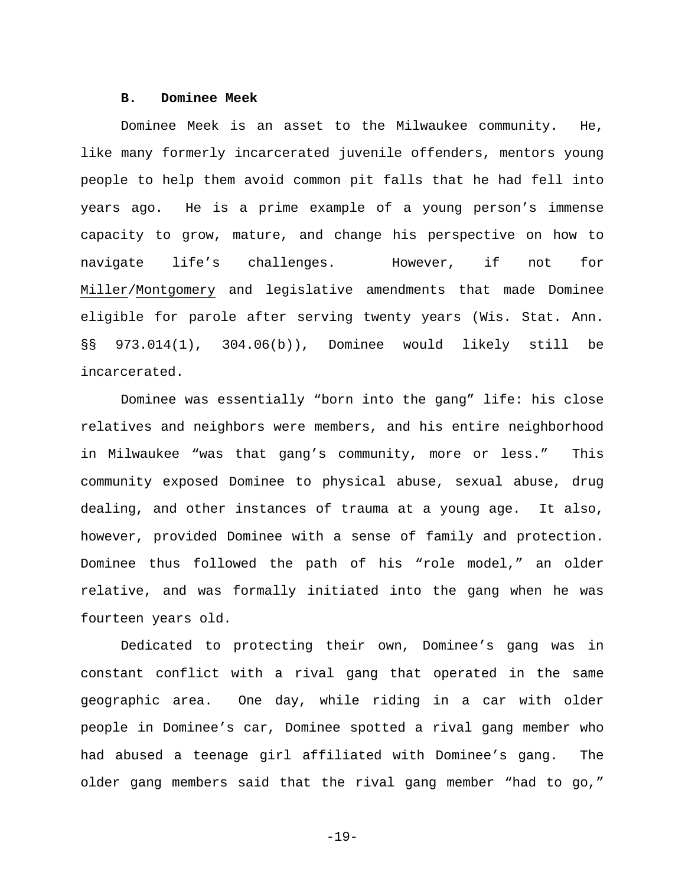### B. Dominee Meek

Dominee Meek is an asset to the Milwaukee community. He, like many formerly incarcerated juvenile offenders, mentors young people to help them avoid common pit falls that he had fell into years ago. He is a prime example of a young person's immense capacity to grow, mature, and change his perspective on how to navigate life's challenges. However, if not for Miller/Montgomery and legislative amendments that made Dominee eligible for parole after serving twenty years (Wis. Stat. Ann. §§ 973.014(1), 304.06(b)), Dominee would likely still be incarcerated.

Dominee was essentially "born into the gang" life: his close relatives and neighbors were members, and his entire neighborhood in Milwaukee "was that gang's community, more or less." This community exposed Dominee to physical abuse, sexual abuse, drug dealing, and other instances of trauma at a young age. It also, however, provided Dominee with a sense of family and protection. Dominee thus followed the path of his "role model," an older relative, and was formally initiated into the gang when he was fourteen years old.

Dedicated to protecting their own, Dominee's gang was in constant conflict with a rival gang that operated in the same geographic area. One day, while riding in a car with older people in Dominee's car, Dominee spotted a rival gang member who had abused a teenage girl affiliated with Dominee's gang. The older gang members said that the rival gang member "had to go,"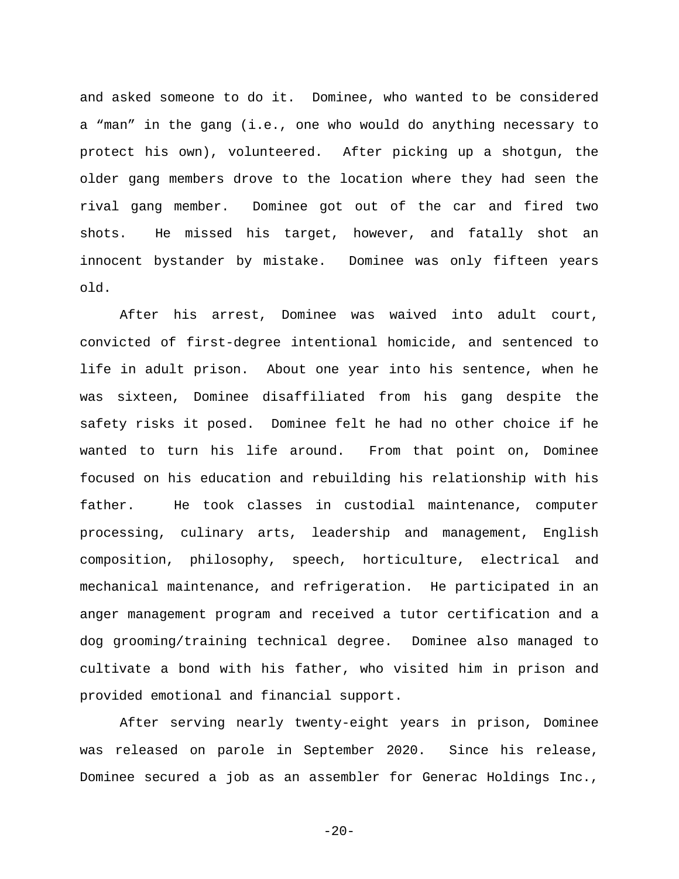and asked someone to do it. Dominee, who wanted to be considered a "man" in the gang (i.e., one who would do anything necessary to protect his own), volunteered. After picking up a shotgun, the older gang members drove to the location where they had seen the rival gang member. Dominee got out of the car and fired two shots. He missed his target, however, and fatally shot an innocent bystander by mistake. Dominee was only fifteen years old.

After his arrest, Dominee was waived into adult court, convicted of first-degree intentional homicide, and sentenced to life in adult prison. About one year into his sentence, when he was sixteen, Dominee disaffiliated from his gang despite the safety risks it posed. Dominee felt he had no other choice if he wanted to turn his life around. From that point on, Dominee focused on his education and rebuilding his relationship with his father. He took classes in custodial maintenance, computer processing, culinary arts, leadership and management, English composition, philosophy, speech, horticulture, electrical and mechanical maintenance, and refrigeration. He participated in an anger management program and received a tutor certification and a dog grooming/training technical degree. Dominee also managed to cultivate a bond with his father, who visited him in prison and provided emotional and financial support.

After serving nearly twenty-eight years in prison, Dominee was released on parole in September 2020. Since his release, Dominee secured a job as an assembler for Generac Holdings Inc.,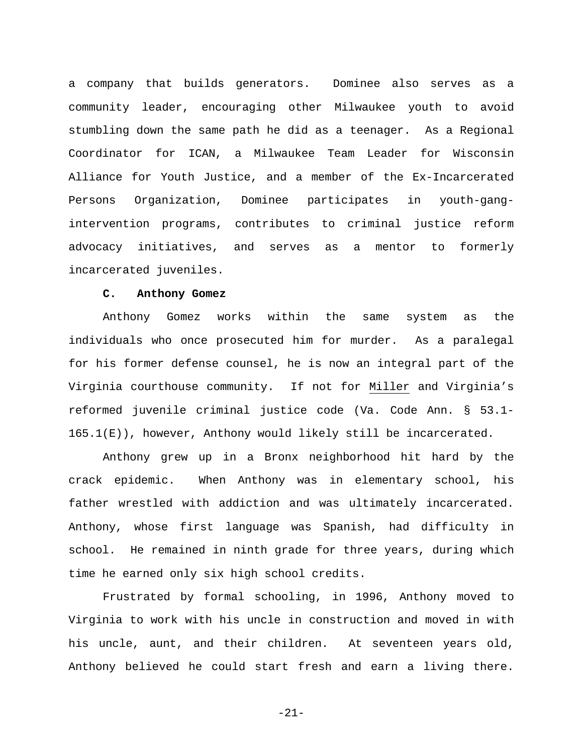a company that builds generators. Dominee also serves as a community leader, encouraging other Milwaukee youth to avoid stumbling down the same path he did as a teenager. As a Regional Coordinator for ICAN, a Milwaukee Team Leader for Wisconsin Alliance for Youth Justice, and a member of the Ex-Incarcerated Persons Organization, Dominee participates in youth-gang-intervention programs, contributes to criminal justice reform advocacy initiatives, and serves as a mentor to formerly incarcerated juveniles.

### C. Anthony Gomez

Anthony Gomez works within the same system as the individuals who once prosecuted him for murder. As a paralegal for his former defense counsel, he is now an integral part of the Virginia courthouse community. If not for Miller and Virginia's reformed juvenile criminal justice code (Va. Code Ann. § 53.1-165.1(E)), however, Anthony would likely still be incarcerated.

Anthony grew up in a Bronx neighborhood hit hard by the crack epidemic. When Anthony was in elementary school, his father wrestled with addiction and was ultimately incarcerated. Anthony, whose first language was Spanish, had difficulty in school. He remained in ninth grade for three years, during which time he earned only six high school credits.

Frustrated by formal schooling, in 1996, Anthony moved to Virginia to work with his uncle in construction and moved in with his uncle, aunt, and their children. At seventeen years old, Anthony believed he could start fresh and earn a living there.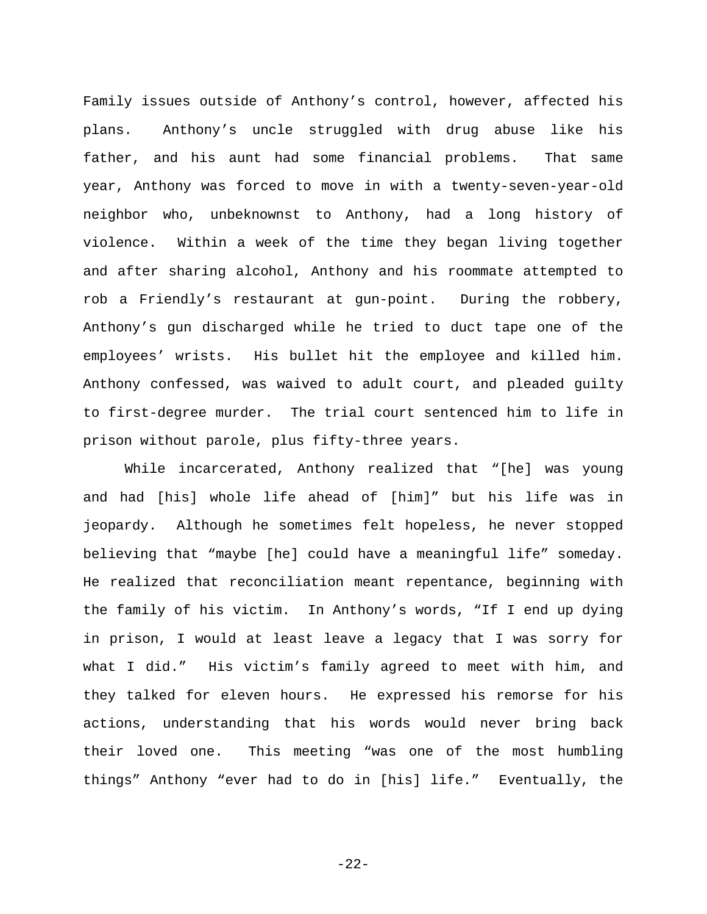Family issues outside of Anthony's control, however, affected his plans. Anthony's uncle struggled with drug abuse like his father, and his aunt had some financial problems. That same year, Anthony was forced to move in with a twenty-seven-year-old neighbor who, unbeknownst to Anthony, had a long history of violence. Within a week of the time they began living together and after sharing alcohol, Anthony and his roommate attempted to rob a Friendly's restaurant at gun-point. During the robbery, Anthony's gun discharged while he tried to duct tape one of the employees' wrists. His bullet hit the employee and killed him. Anthony confessed, was waived to adult court, and pleaded guilty to first-degree murder. The trial court sentenced him to life in prison without parole, plus fifty-three years.

While incarcerated, Anthony realized that "[he] was young and had [his] whole life ahead of [him]" but his life was in jeopardy. Although he sometimes felt hopeless, he never stopped believing that "maybe [he] could have a meaningful life" someday. He realized that reconciliation meant repentance, beginning with the family of his victim. In Anthony's words, "If I end up dying in prison, I would at least leave a legacy that I was sorry for what I did." His victim's family agreed to meet with him, and they talked for eleven hours. He expressed his remorse for his actions, understanding that his words would never bring back their loved one. This meeting "was one of the most humbling things" Anthony "ever had to do in [his] life." Eventually, the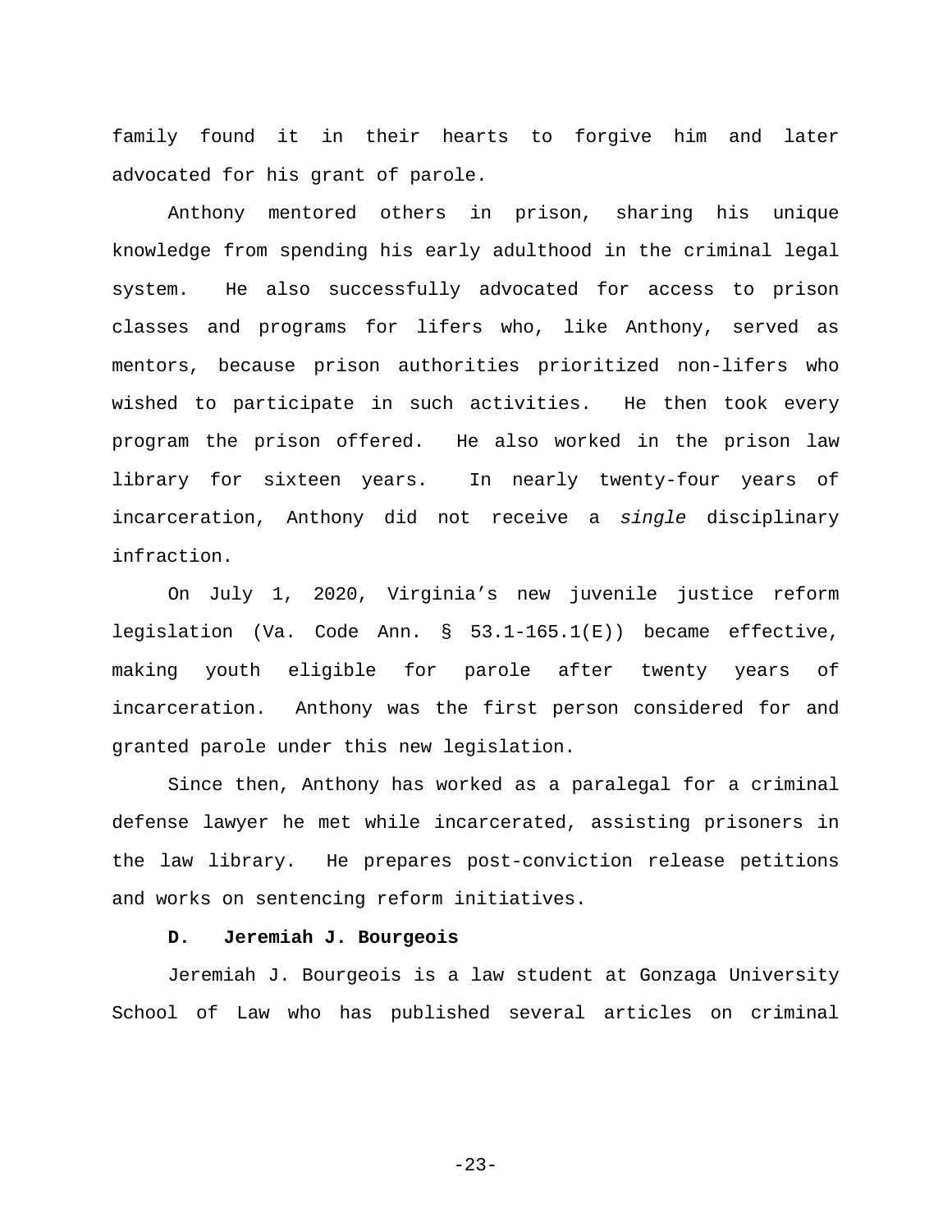family found it in their hearts to forgive him and later advocated for his grant of parole.

Anthony mentored others in prison, sharing his unique knowledge from spending his early adulthood in the criminal legal system. He also successfully advocated for access to prison classes and programs for lifers who, like Anthony, served as mentors, because prison authorities prioritized non-lifers who wished to participate in such activities. He then took every program the prison offered. He also worked in the prison law library for sixteen years. In nearly twenty-four years of incarceration, Anthony did not receive a *single* disciplinary infraction.

On July 1, 2020, Virginia's new juvenile justice reform legislation (Va. Code Ann. § 53.1-165.1(E)) became effective, making youth eligible for parole after twenty years of incarceration. Anthony was the first person considered for and granted parole under this new legislation.

Since then, Anthony has worked as a paralegal for a criminal defense lawyer he met while incarcerated, assisting prisoners in the law library. He prepares post-conviction release petitions and works on sentencing reform initiatives.

**D. Jeremiah J. Bourgeois**

Jeremiah J. Bourgeois is a law student at Gonzaga University School of Law who has published several articles on criminal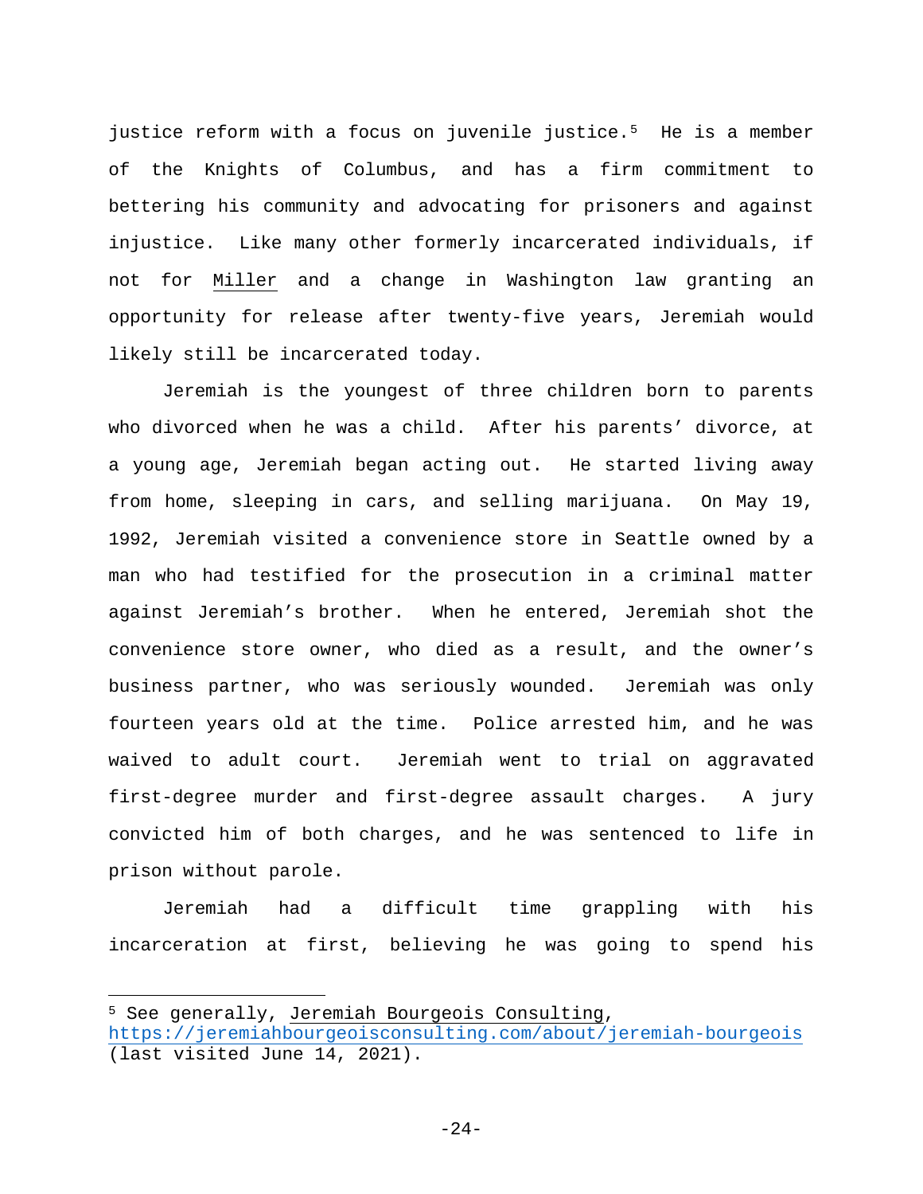justice reform with a focus on juvenile justice.[5] He is a member of the Knights of Columbus, and has a firm commitment to bettering his community and advocating for prisoners and against injustice. Like many other formerly incarcerated individuals, if not for Miller and a change in Washington law granting an opportunity for release after twenty-five years, Jeremiah would likely still be incarcerated today.

Jeremiah is the youngest of three children born to parents who divorced when he was a child. After his parents' divorce, at a young age, Jeremiah began acting out. He started living away from home, sleeping in cars, and selling marijuana. On May 19, 1992, Jeremiah visited a convenience store in Seattle owned by a man who had testified for the prosecution in a criminal matter against Jeremiah's brother. When he entered, Jeremiah shot the convenience store owner, who died as a result, and the owner's business partner, who was seriously wounded. Jeremiah was only fourteen years old at the time. Police arrested him, and he was waived to adult court. Jeremiah went to trial on aggravated first-degree murder and first-degree assault charges. A jury convicted him of both charges, and he was sentenced to life in prison without parole.

Jeremiah had a difficult time grappling with his incarceration at first, believing he was going to spend his

---

[5] See generally, Jeremiah Bourgeois Consulting, https://jeremiahbourgeoisconsulting.com/about/jeremiah-bourgeois (last visited June 14, 2021).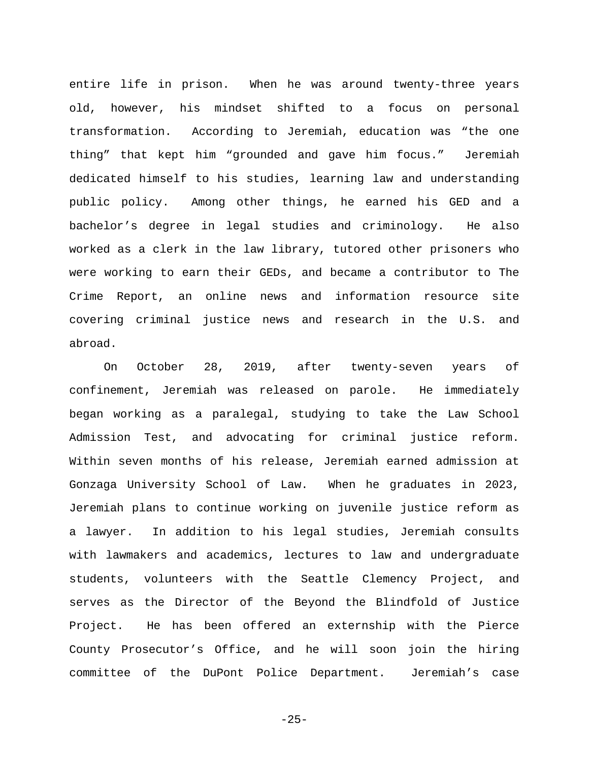entire life in prison. When he was around twenty-three years old, however, his mindset shifted to a focus on personal transformation. According to Jeremiah, education was "the one thing" that kept him "grounded and gave him focus." Jeremiah dedicated himself to his studies, learning law and understanding public policy. Among other things, he earned his GED and a bachelor's degree in legal studies and criminology. He also worked as a clerk in the law library, tutored other prisoners who were working to earn their GEDs, and became a contributor to The Crime Report, an online news and information resource site covering criminal justice news and research in the U.S. and abroad.

On October 28, 2019, after twenty-seven years of confinement, Jeremiah was released on parole. He immediately began working as a paralegal, studying to take the Law School Admission Test, and advocating for criminal justice reform. Within seven months of his release, Jeremiah earned admission at Gonzaga University School of Law. When he graduates in 2023, Jeremiah plans to continue working on juvenile justice reform as a lawyer. In addition to his legal studies, Jeremiah consults with lawmakers and academics, lectures to law and undergraduate students, volunteers with the Seattle Clemency Project, and serves as the Director of the Beyond the Blindfold of Justice Project. He has been offered an externship with the Pierce County Prosecutor's Office, and he will soon join the hiring committee of the DuPont Police Department. Jeremiah's case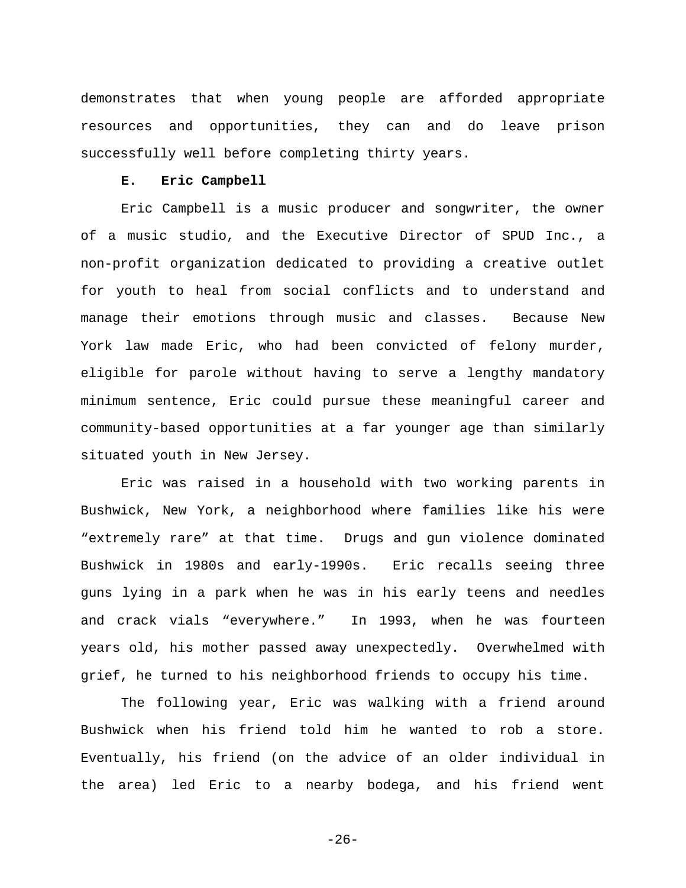demonstrates that when young people are afforded appropriate resources and opportunities, they can and do leave prison successfully well before completing thirty years.

### E. Eric Campbell

Eric Campbell is a music producer and songwriter, the owner of a music studio, and the Executive Director of SPUD Inc., a non-profit organization dedicated to providing a creative outlet for youth to heal from social conflicts and to understand and manage their emotions through music and classes. Because New York law made Eric, who had been convicted of felony murder, eligible for parole without having to serve a lengthy mandatory minimum sentence, Eric could pursue these meaningful career and community-based opportunities at a far younger age than similarly situated youth in New Jersey.

Eric was raised in a household with two working parents in Bushwick, New York, a neighborhood where families like his were "extremely rare" at that time. Drugs and gun violence dominated Bushwick in 1980s and early-1990s. Eric recalls seeing three guns lying in a park when he was in his early teens and needles and crack vials "everywhere." In 1993, when he was fourteen years old, his mother passed away unexpectedly. Overwhelmed with grief, he turned to his neighborhood friends to occupy his time.

The following year, Eric was walking with a friend around Bushwick when his friend told him he wanted to rob a store. Eventually, his friend (on the advice of an older individual in the area) led Eric to a nearby bodega, and his friend went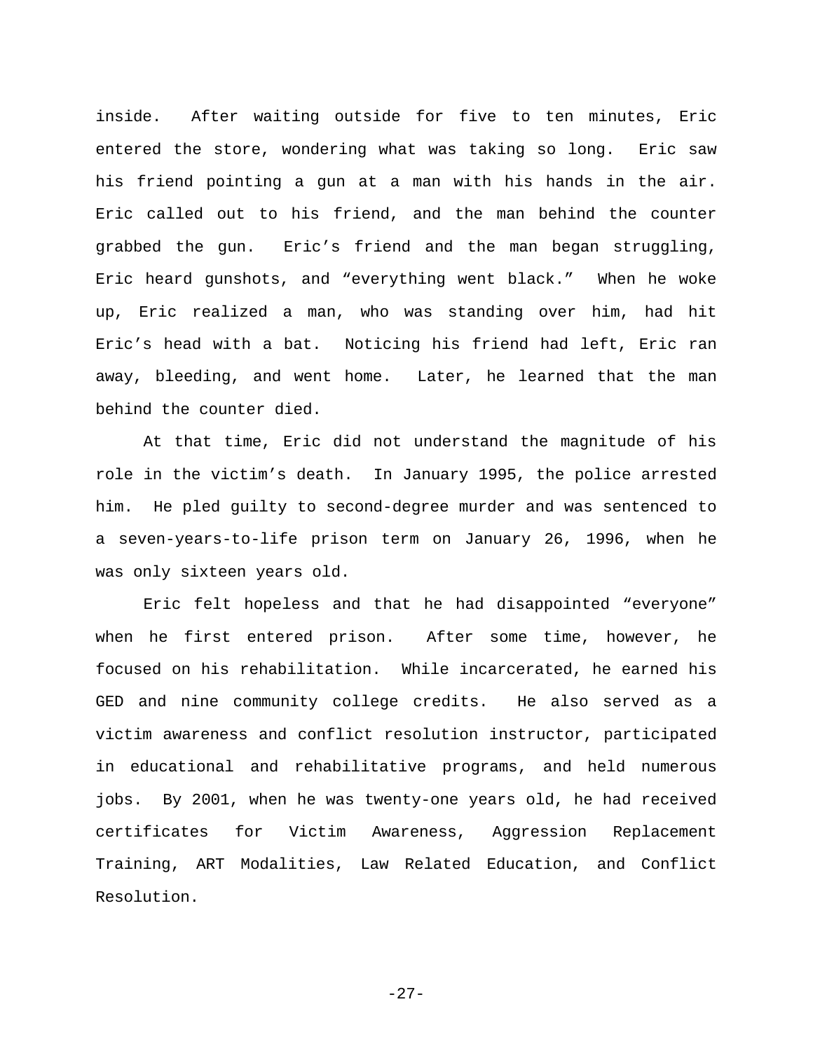inside. After waiting outside for five to ten minutes, Eric entered the store, wondering what was taking so long. Eric saw his friend pointing a gun at a man with his hands in the air. Eric called out to his friend, and the man behind the counter grabbed the gun. Eric's friend and the man began struggling, Eric heard gunshots, and "everything went black." When he woke up, Eric realized a man, who was standing over him, had hit Eric's head with a bat. Noticing his friend had left, Eric ran away, bleeding, and went home. Later, he learned that the man behind the counter died.

At that time, Eric did not understand the magnitude of his role in the victim's death. In January 1995, the police arrested him. He pled guilty to second-degree murder and was sentenced to a seven-years-to-life prison term on January 26, 1996, when he was only sixteen years old.

Eric felt hopeless and that he had disappointed "everyone" when he first entered prison. After some time, however, he focused on his rehabilitation. While incarcerated, he earned his GED and nine community college credits. He also served as a victim awareness and conflict resolution instructor, participated in educational and rehabilitative programs, and held numerous jobs. By 2001, when he was twenty-one years old, he had received certificates for Victim Awareness, Aggression Replacement Training, ART Modalities, Law Related Education, and Conflict Resolution.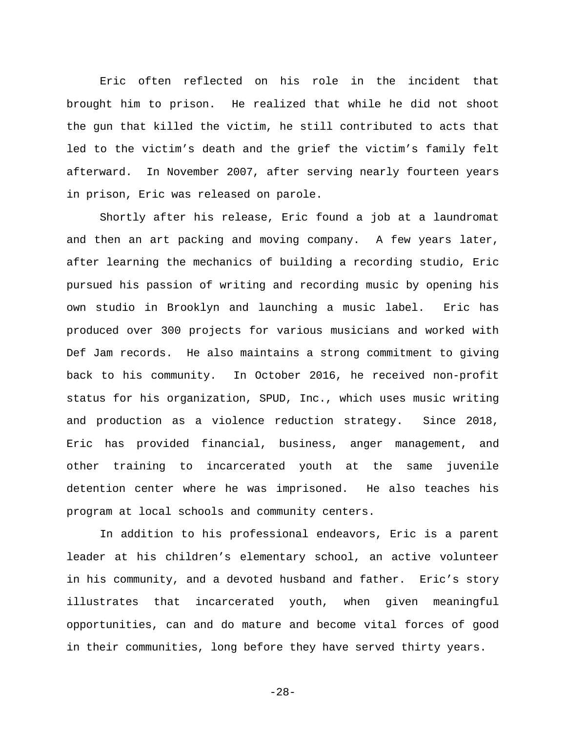Eric often reflected on his role in the incident that brought him to prison. He realized that while he did not shoot the gun that killed the victim, he still contributed to acts that led to the victim's death and the grief the victim's family felt afterward. In November 2007, after serving nearly fourteen years in prison, Eric was released on parole.

Shortly after his release, Eric found a job at a laundromat and then an art packing and moving company. A few years later, after learning the mechanics of building a recording studio, Eric pursued his passion of writing and recording music by opening his own studio in Brooklyn and launching a music label. Eric has produced over 300 projects for various musicians and worked with Def Jam records. He also maintains a strong commitment to giving back to his community. In October 2016, he received non-profit status for his organization, SPUD, Inc., which uses music writing and production as a violence reduction strategy. Since 2018, Eric has provided financial, business, anger management, and other training to incarcerated youth at the same juvenile detention center where he was imprisoned. He also teaches his program at local schools and community centers.

In addition to his professional endeavors, Eric is a parent leader at his children's elementary school, an active volunteer in his community, and a devoted husband and father. Eric's story illustrates that incarcerated youth, when given meaningful opportunities, can and do mature and become vital forces of good in their communities, long before they have served thirty years.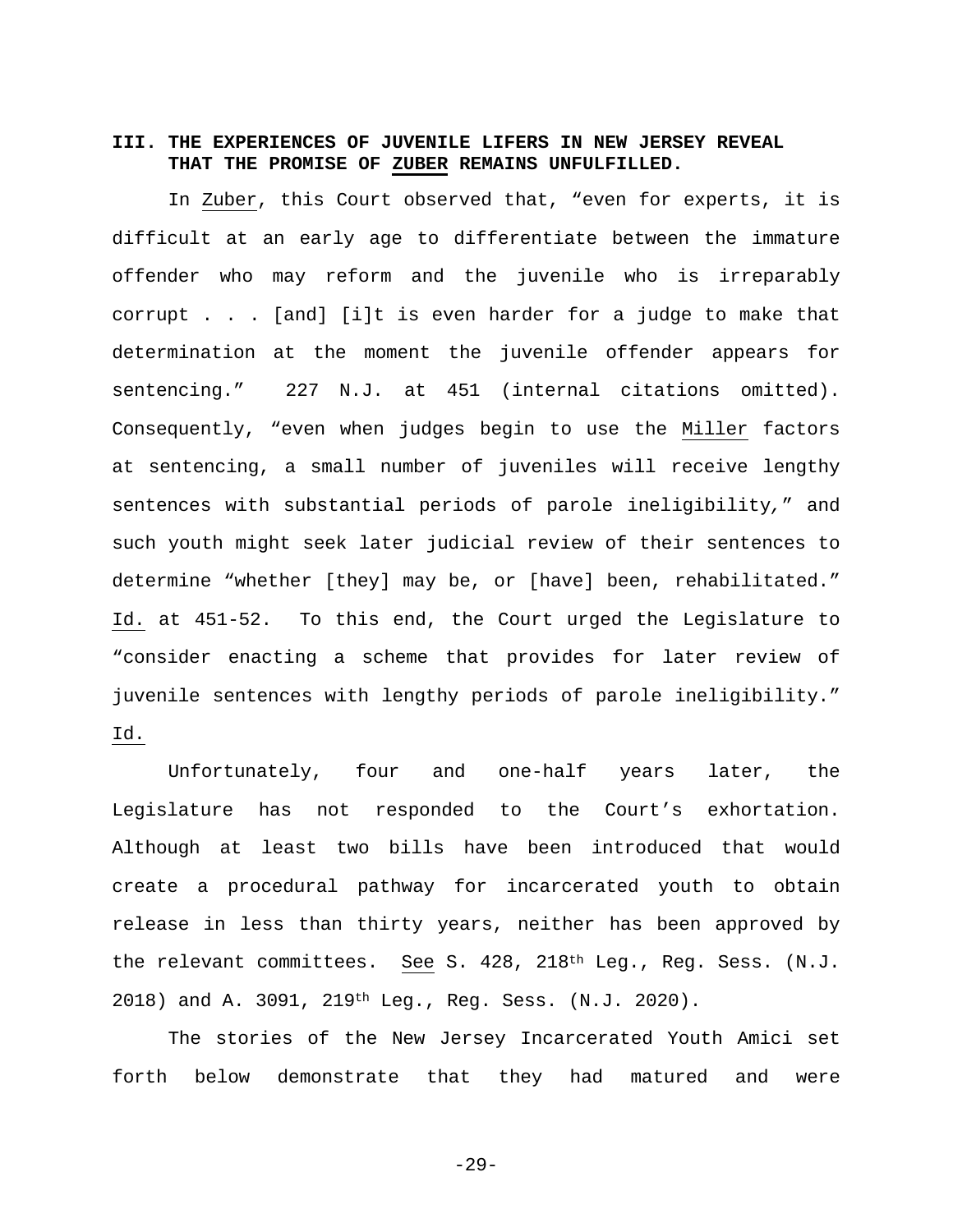## III. THE EXPERIENCES OF JUVENILE LIFERS IN NEW JERSEY REVEAL THAT THE PROMISE OF ZUBER REMAINS UNFULFILLED.

In Zuber, this Court observed that, "even for experts, it is difficult at an early age to differentiate between the immature offender who may reform and the juvenile who is irreparably corrupt . . . [and] [i]t is even harder for a judge to make that determination at the moment the juvenile offender appears for sentencing." 227 N.J. at 451 (internal citations omitted). Consequently, "even when judges begin to use the Miller factors at sentencing, a small number of juveniles will receive lengthy sentences with substantial periods of parole ineligibility," and such youth might seek later judicial review of their sentences to determine "whether [they] may be, or [have] been, rehabilitated." Id. at 451-52. To this end, the Court urged the Legislature to "consider enacting a scheme that provides for later review of juvenile sentences with lengthy periods of parole ineligibility." Id.

Unfortunately, four and one-half years later, the Legislature has not responded to the Court's exhortation. Although at least two bills have been introduced that would create a procedural pathway for incarcerated youth to obtain release in less than thirty years, neither has been approved by the relevant committees. See S. 428, 218th Leg., Reg. Sess. (N.J. 2018) and A. 3091, 219th Leg., Reg. Sess. (N.J. 2020).

The stories of the New Jersey Incarcerated Youth Amici set forth below demonstrate that they had matured and were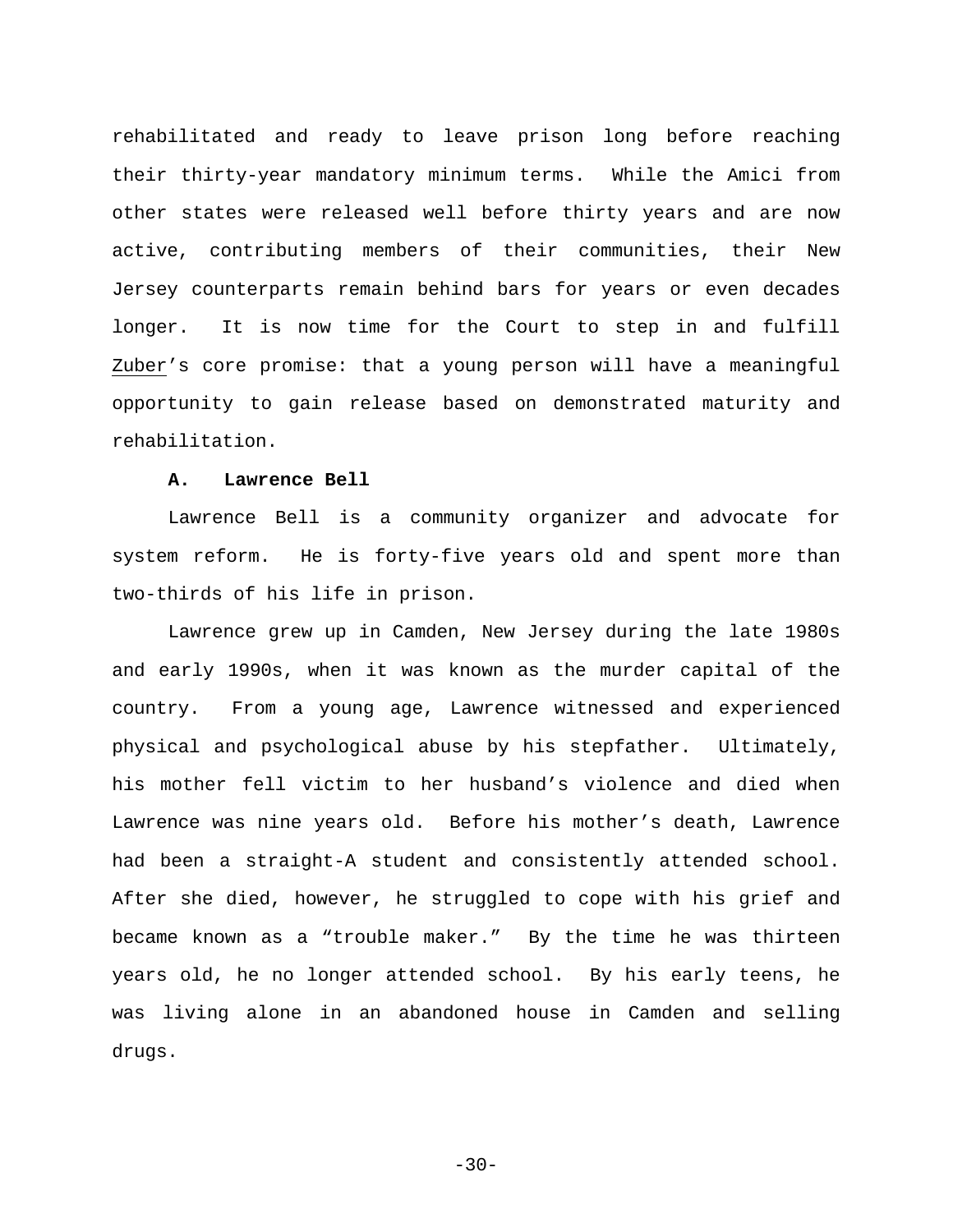rehabilitated and ready to leave prison long before reaching their thirty-year mandatory minimum terms. While the Amici from other states were released well before thirty years and are now active, contributing members of their communities, their New Jersey counterparts remain behind bars for years or even decades longer. It is now time for the Court to step in and fulfill Zuber's core promise: that a young person will have a meaningful opportunity to gain release based on demonstrated maturity and rehabilitation.

### A. Lawrence Bell

Lawrence Bell is a community organizer and advocate for system reform. He is forty-five years old and spent more than two-thirds of his life in prison.

Lawrence grew up in Camden, New Jersey during the late 1980s and early 1990s, when it was known as the murder capital of the country. From a young age, Lawrence witnessed and experienced physical and psychological abuse by his stepfather. Ultimately, his mother fell victim to her husband's violence and died when Lawrence was nine years old. Before his mother's death, Lawrence had been a straight-A student and consistently attended school. After she died, however, he struggled to cope with his grief and became known as a "trouble maker." By the time he was thirteen years old, he no longer attended school. By his early teens, he was living alone in an abandoned house in Camden and selling drugs.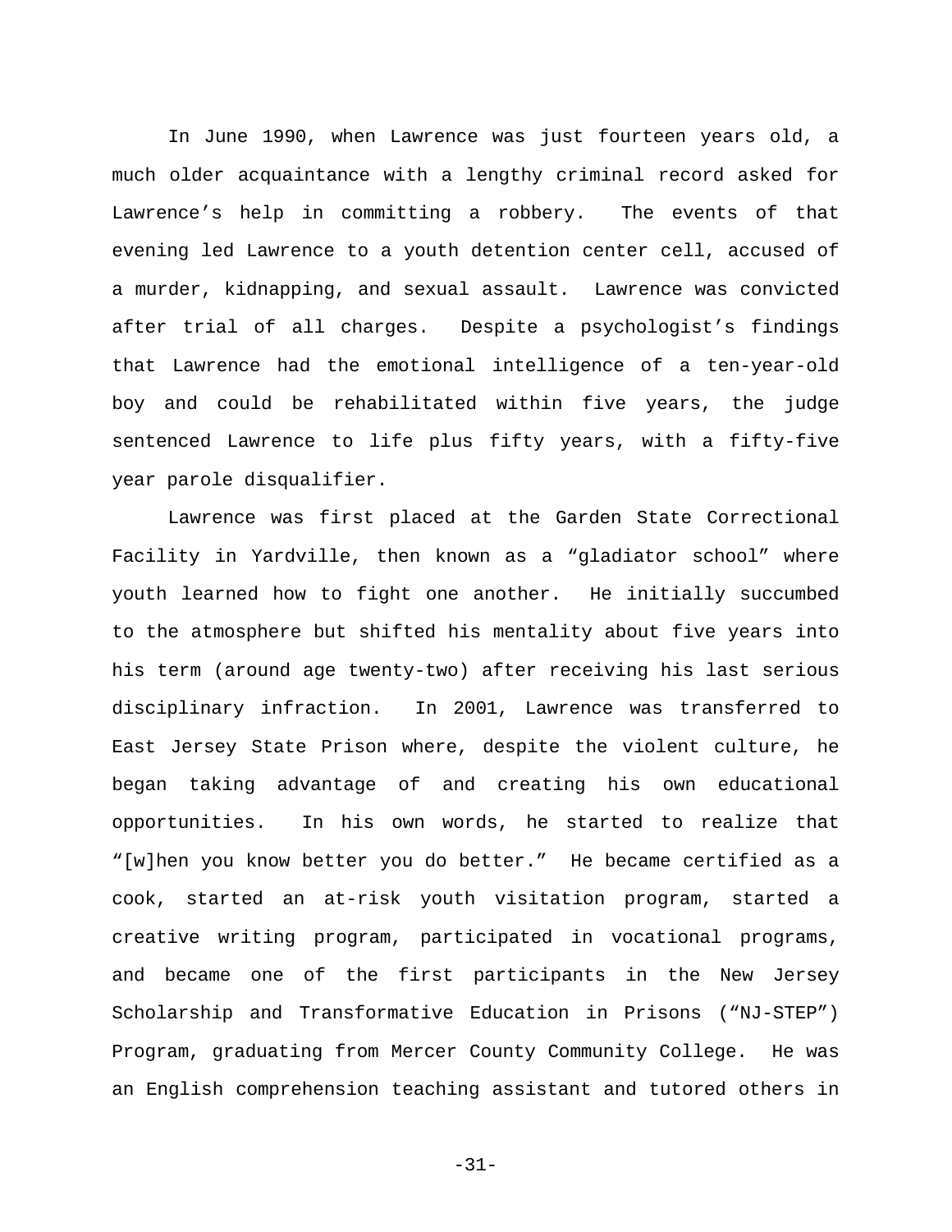In June 1990, when Lawrence was just fourteen years old, a much older acquaintance with a lengthy criminal record asked for Lawrence's help in committing a robbery. The events of that evening led Lawrence to a youth detention center cell, accused of a murder, kidnapping, and sexual assault. Lawrence was convicted after trial of all charges. Despite a psychologist's findings that Lawrence had the emotional intelligence of a ten-year-old boy and could be rehabilitated within five years, the judge sentenced Lawrence to life plus fifty years, with a fifty-five year parole disqualifier.

Lawrence was first placed at the Garden State Correctional Facility in Yardville, then known as a "gladiator school" where youth learned how to fight one another. He initially succumbed to the atmosphere but shifted his mentality about five years into his term (around age twenty-two) after receiving his last serious disciplinary infraction. In 2001, Lawrence was transferred to East Jersey State Prison where, despite the violent culture, he began taking advantage of and creating his own educational opportunities. In his own words, he started to realize that "[w]hen you know better you do better." He became certified as a cook, started an at-risk youth visitation program, started a creative writing program, participated in vocational programs, and became one of the first participants in the New Jersey Scholarship and Transformative Education in Prisons ("NJ-STEP") Program, graduating from Mercer County Community College. He was an English comprehension teaching assistant and tutored others in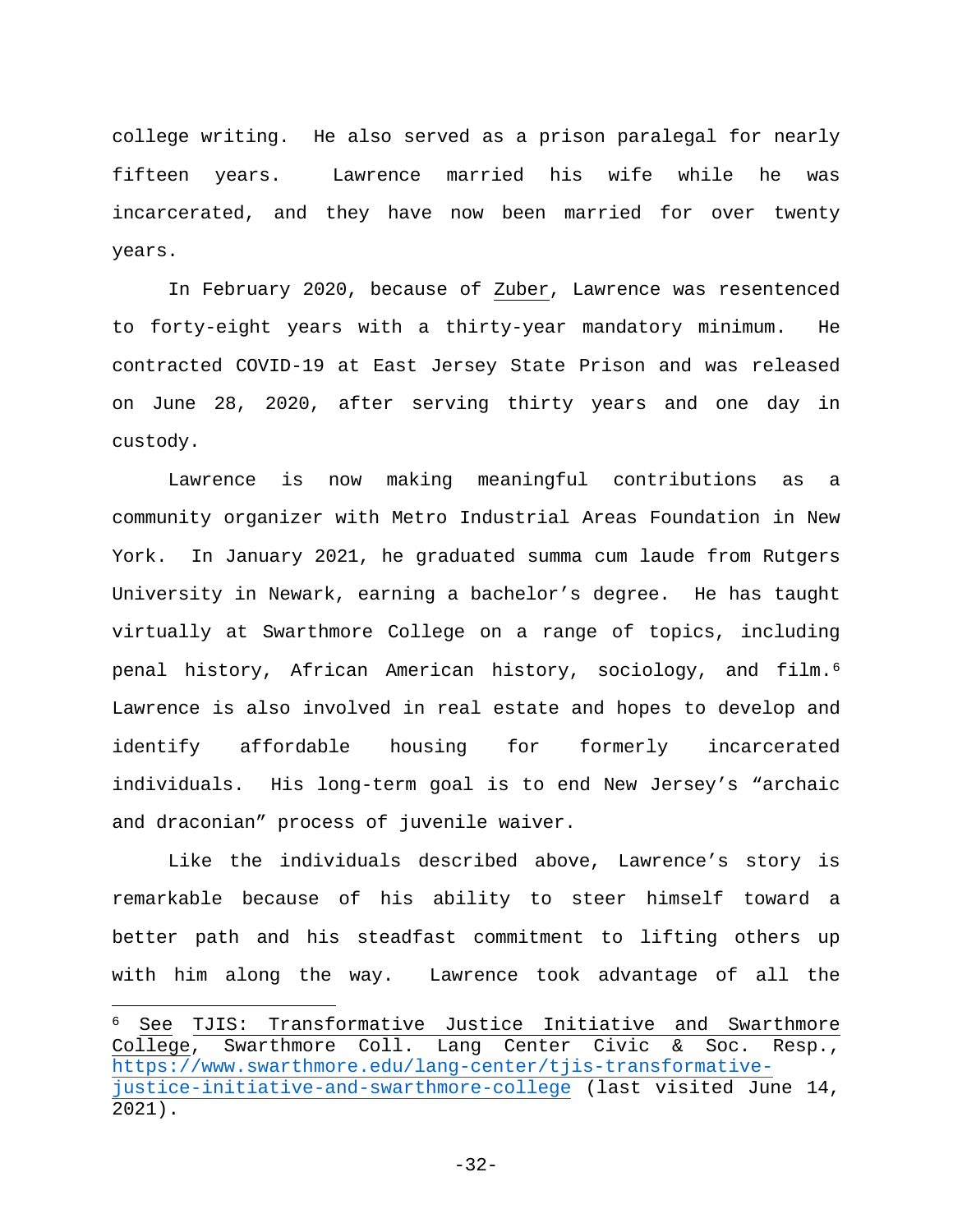college writing. He also served as a prison paralegal for nearly fifteen years. Lawrence married his wife while he was incarcerated, and they have now been married for over twenty years.

In February 2020, because of Zuber, Lawrence was resentenced to forty-eight years with a thirty-year mandatory minimum. He contracted COVID-19 at East Jersey State Prison and was released on June 28, 2020, after serving thirty years and one day in custody.

Lawrence is now making meaningful contributions as a community organizer with Metro Industrial Areas Foundation in New York. In January 2021, he graduated summa cum laude from Rutgers University in Newark, earning a bachelor's degree. He has taught virtually at Swarthmore College on a range of topics, including penal history, African American history, sociology, and film.[6] Lawrence is also involved in real estate and hopes to develop and identify affordable housing for formerly incarcerated individuals. His long-term goal is to end New Jersey's "archaic and draconian" process of juvenile waiver.

Like the individuals described above, Lawrence's story is remarkable because of his ability to steer himself toward a better path and his steadfast commitment to lifting others up with him along the way. Lawrence took advantage of all the

---

[6] See TJIS: Transformative Justice Initiative and Swarthmore College, Swarthmore Coll. Lang Center Civic & Soc. Resp., https://www.swarthmore.edu/lang-center/tjis-transformative-justice-initiative-and-swarthmore-college (last visited June 14, 2021).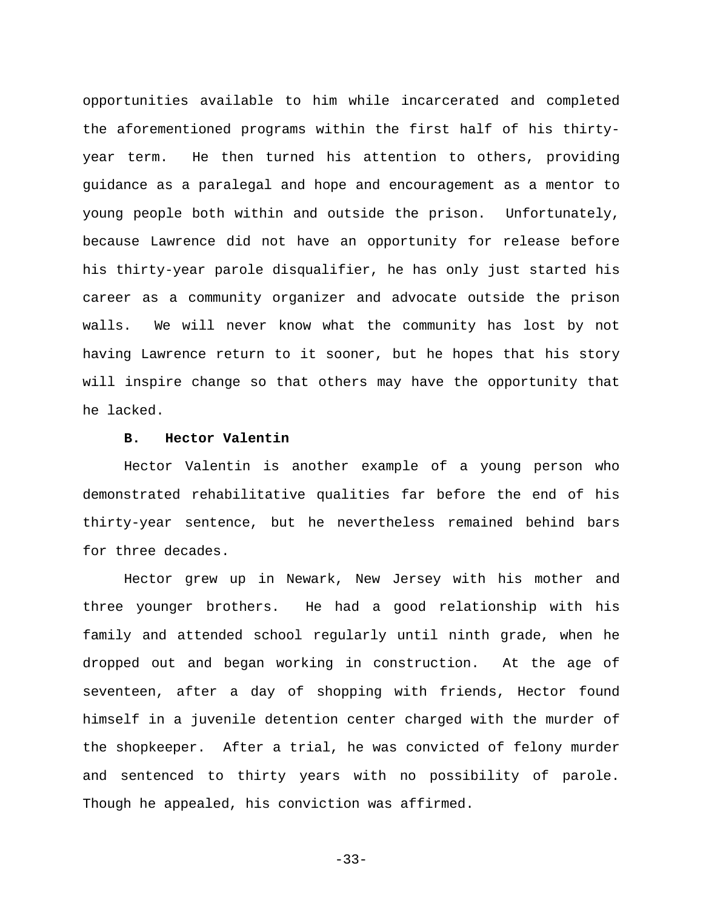opportunities available to him while incarcerated and completed the aforementioned programs within the first half of his thirty-year term. He then turned his attention to others, providing guidance as a paralegal and hope and encouragement as a mentor to young people both within and outside the prison. Unfortunately, because Lawrence did not have an opportunity for release before his thirty-year parole disqualifier, he has only just started his career as a community organizer and advocate outside the prison walls. We will never know what the community has lost by not having Lawrence return to it sooner, but he hopes that his story will inspire change so that others may have the opportunity that he lacked.

**B. Hector Valentin**

Hector Valentin is another example of a young person who demonstrated rehabilitative qualities far before the end of his thirty-year sentence, but he nevertheless remained behind bars for three decades.

Hector grew up in Newark, New Jersey with his mother and three younger brothers. He had a good relationship with his family and attended school regularly until ninth grade, when he dropped out and began working in construction. At the age of seventeen, after a day of shopping with friends, Hector found himself in a juvenile detention center charged with the murder of the shopkeeper. After a trial, he was convicted of felony murder and sentenced to thirty years with no possibility of parole. Though he appealed, his conviction was affirmed.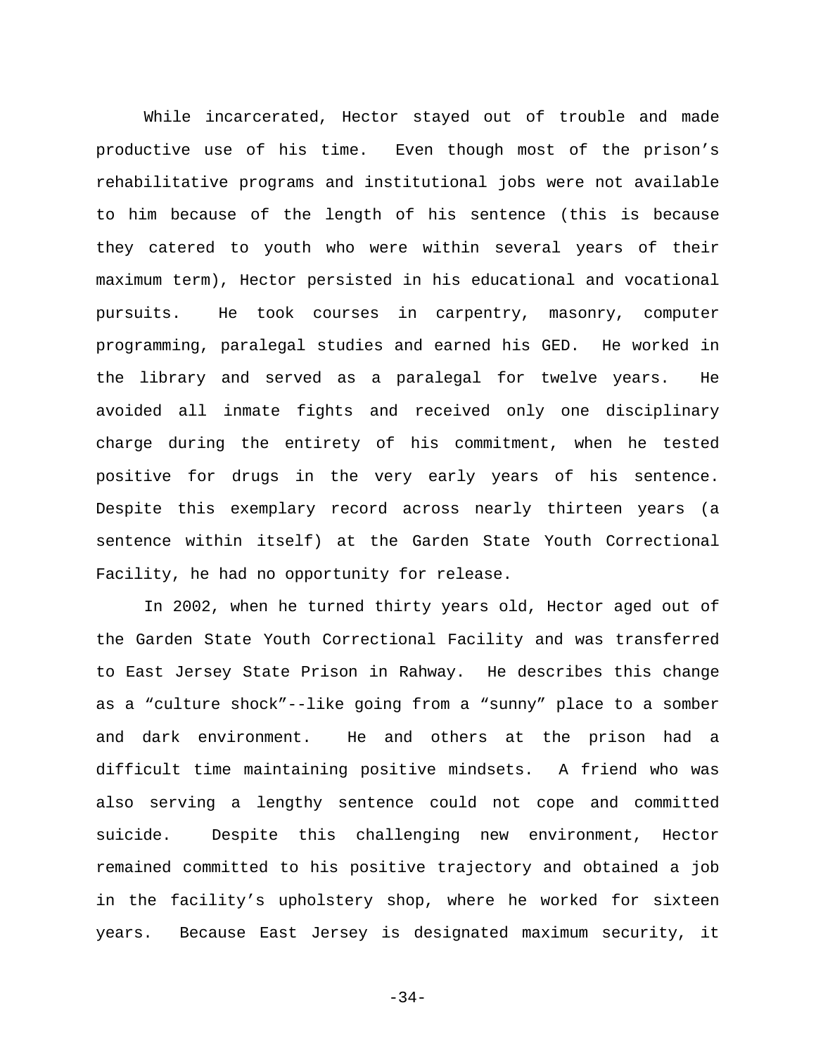While incarcerated, Hector stayed out of trouble and made productive use of his time. Even though most of the prison's rehabilitative programs and institutional jobs were not available to him because of the length of his sentence (this is because they catered to youth who were within several years of their maximum term), Hector persisted in his educational and vocational pursuits. He took courses in carpentry, masonry, computer programming, paralegal studies and earned his GED. He worked in the library and served as a paralegal for twelve years. He avoided all inmate fights and received only one disciplinary charge during the entirety of his commitment, when he tested positive for drugs in the very early years of his sentence. Despite this exemplary record across nearly thirteen years (a sentence within itself) at the Garden State Youth Correctional Facility, he had no opportunity for release.

In 2002, when he turned thirty years old, Hector aged out of the Garden State Youth Correctional Facility and was transferred to East Jersey State Prison in Rahway. He describes this change as a "culture shock"--like going from a "sunny" place to a somber and dark environment. He and others at the prison had a difficult time maintaining positive mindsets. A friend who was also serving a lengthy sentence could not cope and committed suicide. Despite this challenging new environment, Hector remained committed to his positive trajectory and obtained a job in the facility's upholstery shop, where he worked for sixteen years. Because East Jersey is designated maximum security, it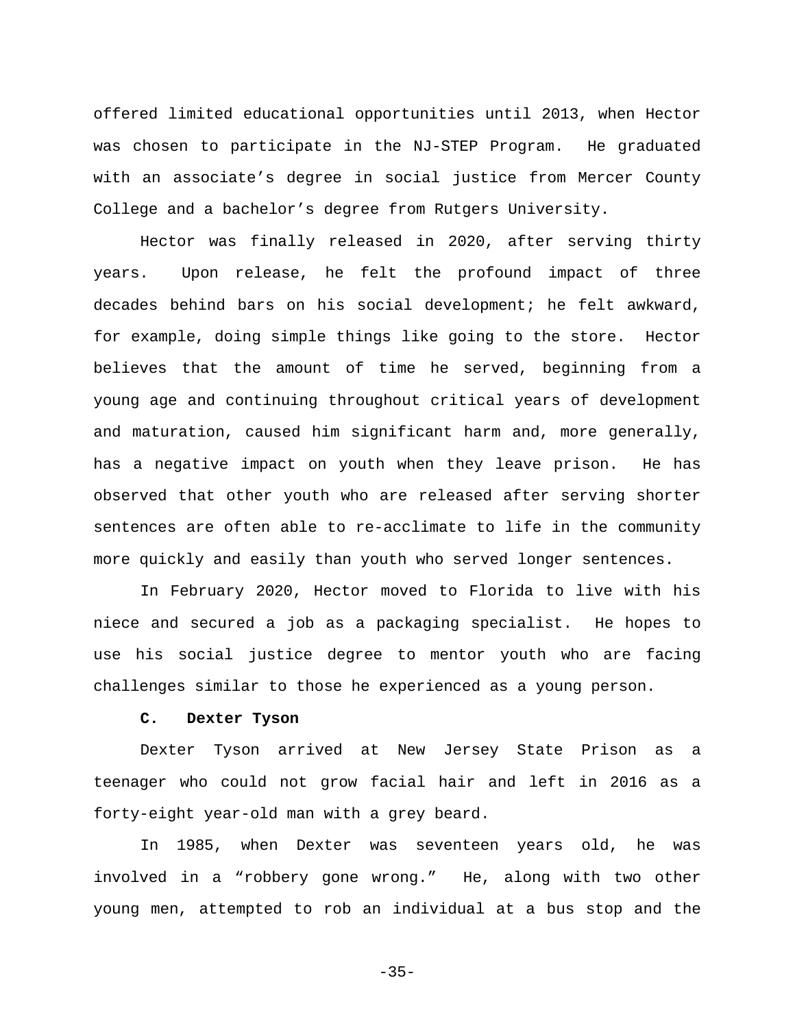offered limited educational opportunities until 2013, when Hector was chosen to participate in the NJ-STEP Program. He graduated with an associate's degree in social justice from Mercer County College and a bachelor's degree from Rutgers University.

Hector was finally released in 2020, after serving thirty years. Upon release, he felt the profound impact of three decades behind bars on his social development; he felt awkward, for example, doing simple things like going to the store. Hector believes that the amount of time he served, beginning from a young age and continuing throughout critical years of development and maturation, caused him significant harm and, more generally, has a negative impact on youth when they leave prison. He has observed that other youth who are released after serving shorter sentences are often able to re-acclimate to life in the community more quickly and easily than youth who served longer sentences.

In February 2020, Hector moved to Florida to live with his niece and secured a job as a packaging specialist. He hopes to use his social justice degree to mentor youth who are facing challenges similar to those he experienced as a young person.

### C. Dexter Tyson

Dexter Tyson arrived at New Jersey State Prison as a teenager who could not grow facial hair and left in 2016 as a forty-eight year-old man with a grey beard.

In 1985, when Dexter was seventeen years old, he was involved in a "robbery gone wrong." He, along with two other young men, attempted to rob an individual at a bus stop and the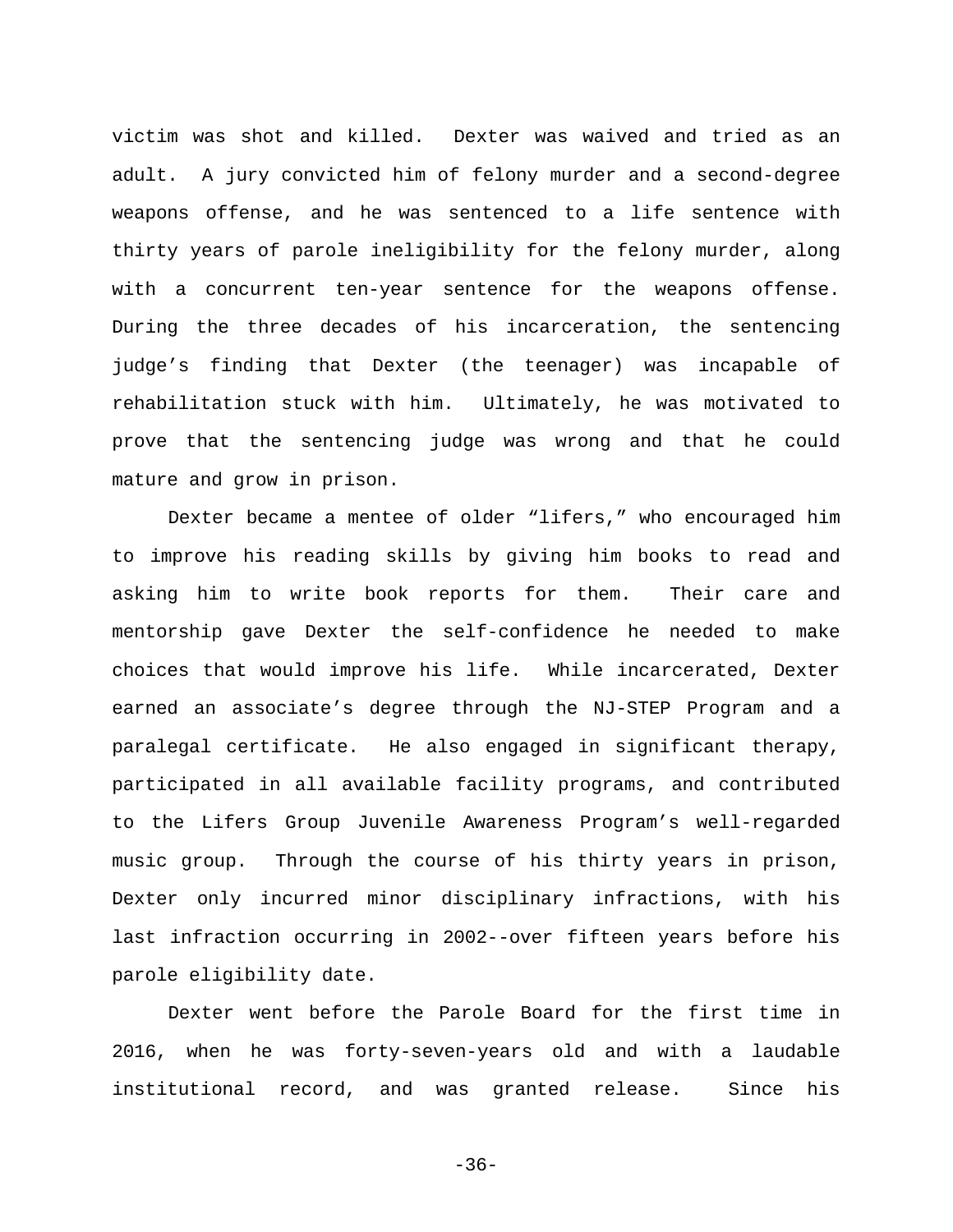victim was shot and killed. Dexter was waived and tried as an adult. A jury convicted him of felony murder and a second-degree weapons offense, and he was sentenced to a life sentence with thirty years of parole ineligibility for the felony murder, along with a concurrent ten-year sentence for the weapons offense. During the three decades of his incarceration, the sentencing judge's finding that Dexter (the teenager) was incapable of rehabilitation stuck with him. Ultimately, he was motivated to prove that the sentencing judge was wrong and that he could mature and grow in prison.

Dexter became a mentee of older "lifers," who encouraged him to improve his reading skills by giving him books to read and asking him to write book reports for them. Their care and mentorship gave Dexter the self-confidence he needed to make choices that would improve his life. While incarcerated, Dexter earned an associate's degree through the NJ-STEP Program and a paralegal certificate. He also engaged in significant therapy, participated in all available facility programs, and contributed to the Lifers Group Juvenile Awareness Program's well-regarded music group. Through the course of his thirty years in prison, Dexter only incurred minor disciplinary infractions, with his last infraction occurring in 2002--over fifteen years before his parole eligibility date.

Dexter went before the Parole Board for the first time in 2016, when he was forty-seven-years old and with a laudable institutional record, and was granted release. Since his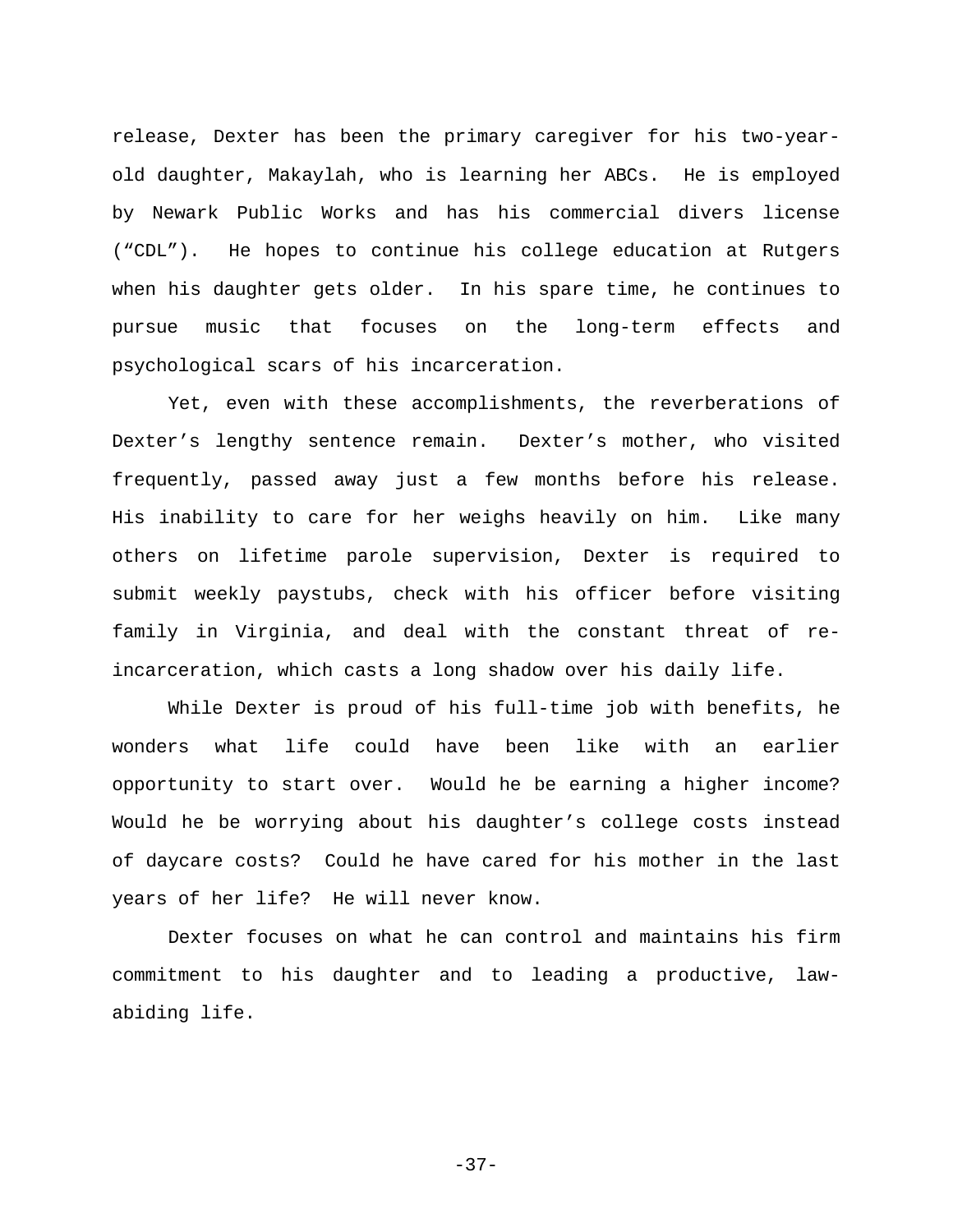release, Dexter has been the primary caregiver for his two-year-old daughter, Makaylah, who is learning her ABCs. He is employed by Newark Public Works and has his commercial divers license ("CDL"). He hopes to continue his college education at Rutgers when his daughter gets older. In his spare time, he continues to pursue music that focuses on the long-term effects and psychological scars of his incarceration.

Yet, even with these accomplishments, the reverberations of Dexter's lengthy sentence remain. Dexter's mother, who visited frequently, passed away just a few months before his release. His inability to care for her weighs heavily on him. Like many others on lifetime parole supervision, Dexter is required to submit weekly paystubs, check with his officer before visiting family in Virginia, and deal with the constant threat of re-incarceration, which casts a long shadow over his daily life.

While Dexter is proud of his full-time job with benefits, he wonders what life could have been like with an earlier opportunity to start over. Would he be earning a higher income? Would he be worrying about his daughter's college costs instead of daycare costs? Could he have cared for his mother in the last years of her life? He will never know.

Dexter focuses on what he can control and maintains his firm commitment to his daughter and to leading a productive, law-abiding life.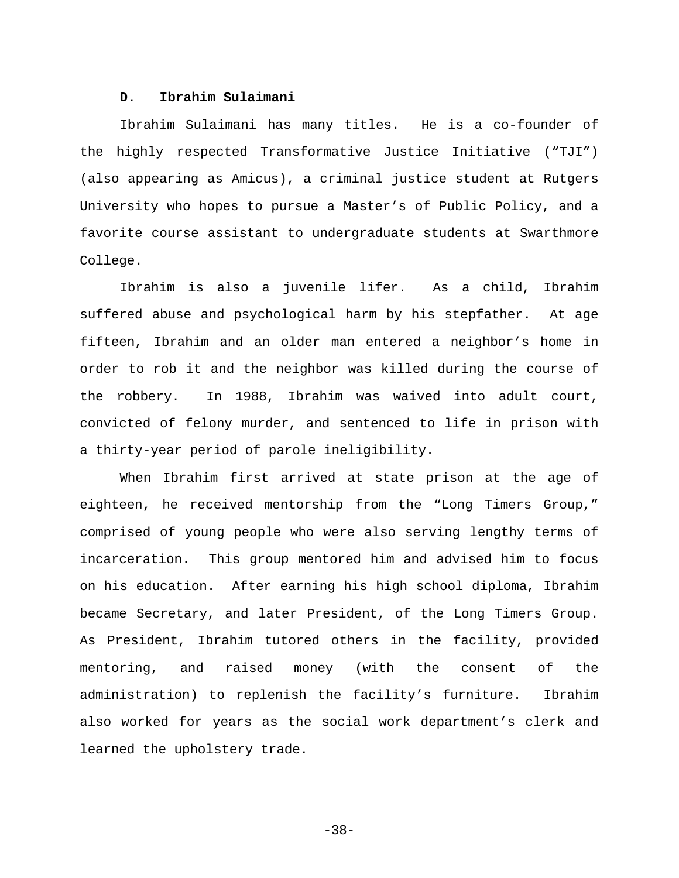### D. Ibrahim Sulaimani

Ibrahim Sulaimani has many titles. He is a co-founder of the highly respected Transformative Justice Initiative ("TJI") (also appearing as Amicus), a criminal justice student at Rutgers University who hopes to pursue a Master's of Public Policy, and a favorite course assistant to undergraduate students at Swarthmore College.

Ibrahim is also a juvenile lifer. As a child, Ibrahim suffered abuse and psychological harm by his stepfather. At age fifteen, Ibrahim and an older man entered a neighbor's home in order to rob it and the neighbor was killed during the course of the robbery. In 1988, Ibrahim was waived into adult court, convicted of felony murder, and sentenced to life in prison with a thirty-year period of parole ineligibility.

When Ibrahim first arrived at state prison at the age of eighteen, he received mentorship from the "Long Timers Group," comprised of young people who were also serving lengthy terms of incarceration. This group mentored him and advised him to focus on his education. After earning his high school diploma, Ibrahim became Secretary, and later President, of the Long Timers Group. As President, Ibrahim tutored others in the facility, provided mentoring, and raised money (with the consent of the administration) to replenish the facility's furniture. Ibrahim also worked for years as the social work department's clerk and learned the upholstery trade.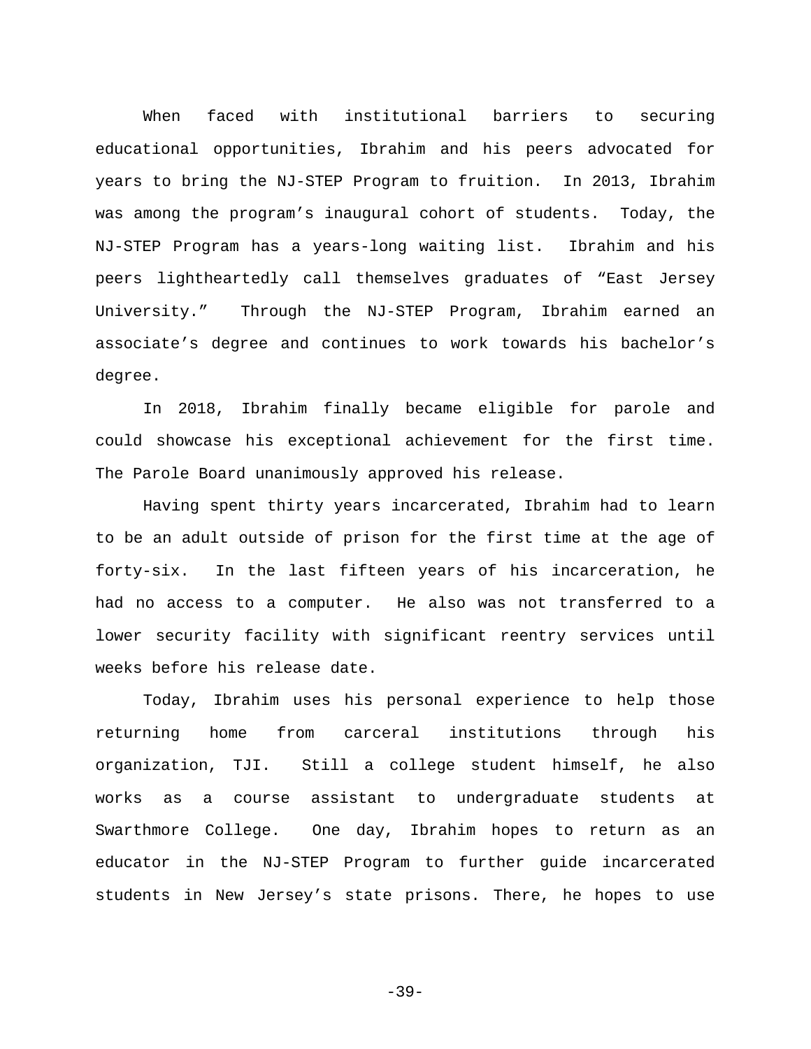When faced with institutional barriers to securing educational opportunities, Ibrahim and his peers advocated for years to bring the NJ-STEP Program to fruition. In 2013, Ibrahim was among the program's inaugural cohort of students. Today, the NJ-STEP Program has a years-long waiting list. Ibrahim and his peers lightheartedly call themselves graduates of "East Jersey University." Through the NJ-STEP Program, Ibrahim earned an associate's degree and continues to work towards his bachelor's degree.

In 2018, Ibrahim finally became eligible for parole and could showcase his exceptional achievement for the first time. The Parole Board unanimously approved his release.

Having spent thirty years incarcerated, Ibrahim had to learn to be an adult outside of prison for the first time at the age of forty-six. In the last fifteen years of his incarceration, he had no access to a computer. He also was not transferred to a lower security facility with significant reentry services until weeks before his release date.

Today, Ibrahim uses his personal experience to help those returning home from carceral institutions through his organization, TJI. Still a college student himself, he also works as a course assistant to undergraduate students at Swarthmore College. One day, Ibrahim hopes to return as an educator in the NJ-STEP Program to further guide incarcerated students in New Jersey's state prisons. There, he hopes to use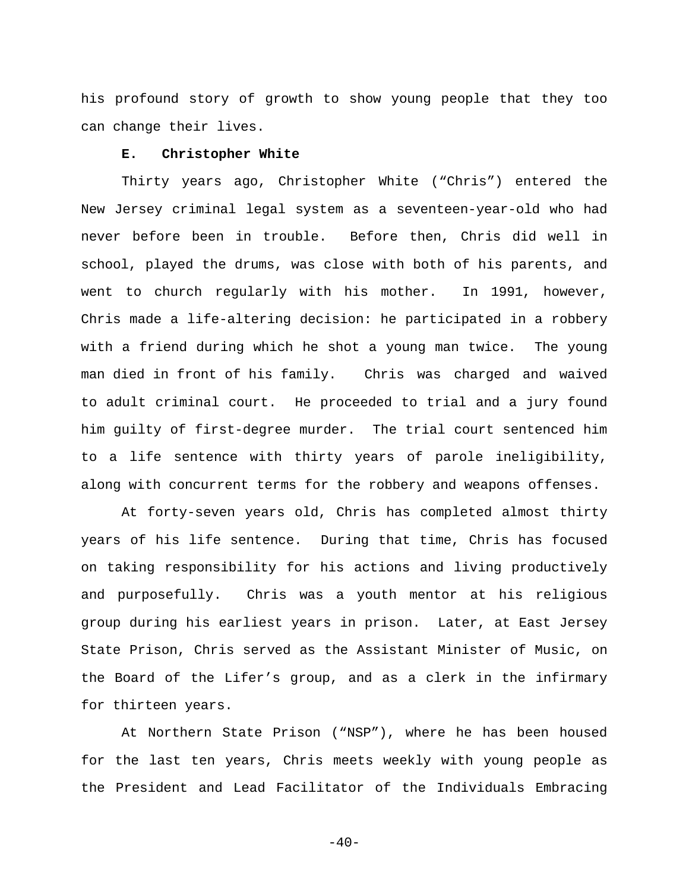his profound story of growth to show young people that they too can change their lives.

### E. Christopher White

Thirty years ago, Christopher White ("Chris") entered the New Jersey criminal legal system as a seventeen-year-old who had never before been in trouble. Before then, Chris did well in school, played the drums, was close with both of his parents, and went to church regularly with his mother. In 1991, however, Chris made a life-altering decision: he participated in a robbery with a friend during which he shot a young man twice. The young man died in front of his family. Chris was charged and waived to adult criminal court. He proceeded to trial and a jury found him guilty of first-degree murder. The trial court sentenced him to a life sentence with thirty years of parole ineligibility, along with concurrent terms for the robbery and weapons offenses.

At forty-seven years old, Chris has completed almost thirty years of his life sentence. During that time, Chris has focused on taking responsibility for his actions and living productively and purposefully. Chris was a youth mentor at his religious group during his earliest years in prison. Later, at East Jersey State Prison, Chris served as the Assistant Minister of Music, on the Board of the Lifer's group, and as a clerk in the infirmary for thirteen years.

At Northern State Prison ("NSP"), where he has been housed for the last ten years, Chris meets weekly with young people as the President and Lead Facilitator of the Individuals Embracing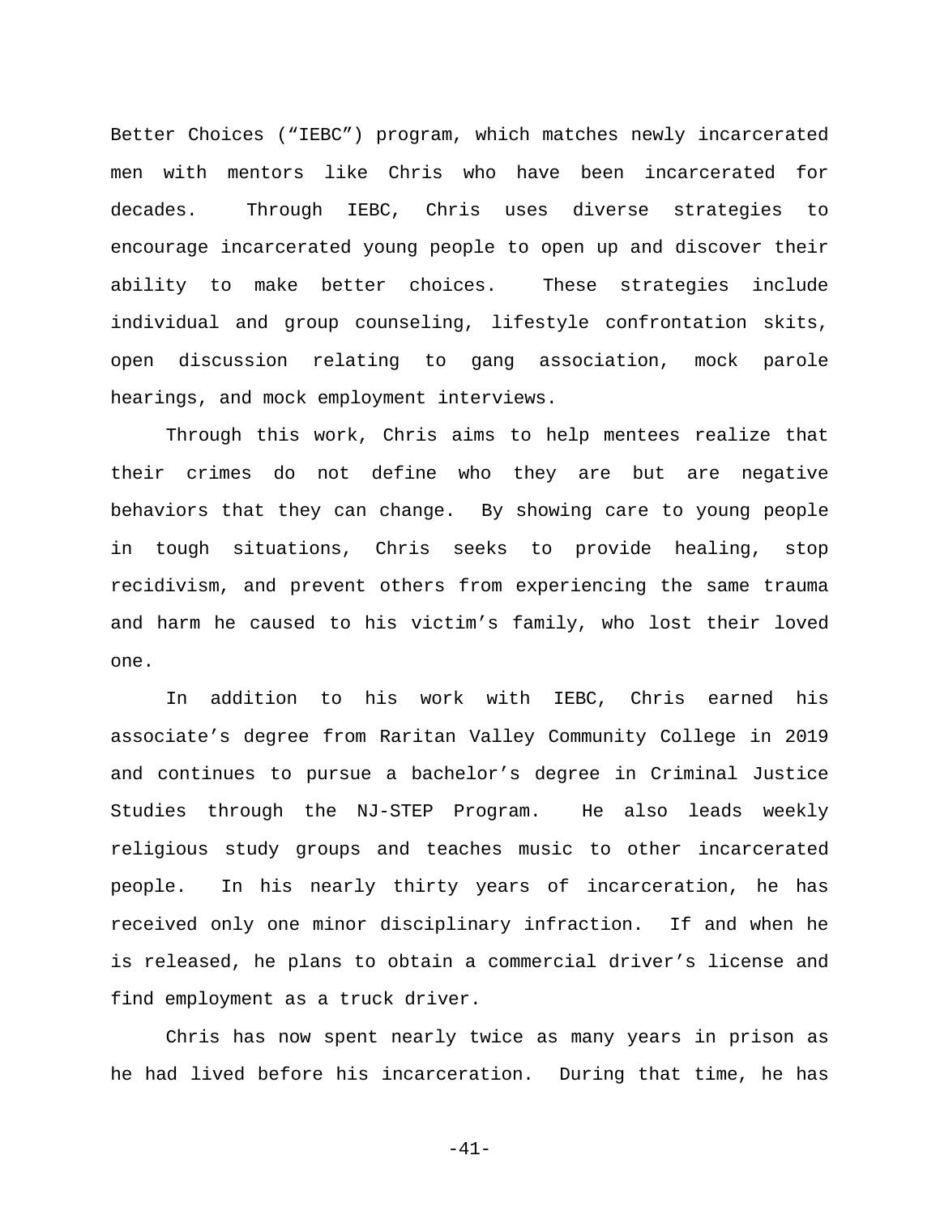Better Choices ("IEBC") program, which matches newly incarcerated men with mentors like Chris who have been incarcerated for decades. Through IEBC, Chris uses diverse strategies to encourage incarcerated young people to open up and discover their ability to make better choices. These strategies include individual and group counseling, lifestyle confrontation skits, open discussion relating to gang association, mock parole hearings, and mock employment interviews.

Through this work, Chris aims to help mentees realize that their crimes do not define who they are but are negative behaviors that they can change. By showing care to young people in tough situations, Chris seeks to provide healing, stop recidivism, and prevent others from experiencing the same trauma and harm he caused to his victim's family, who lost their loved one.

In addition to his work with IEBC, Chris earned his associate's degree from Raritan Valley Community College in 2019 and continues to pursue a bachelor's degree in Criminal Justice Studies through the NJ-STEP Program. He also leads weekly religious study groups and teaches music to other incarcerated people. In his nearly thirty years of incarceration, he has received only one minor disciplinary infraction. If and when he is released, he plans to obtain a commercial driver's license and find employment as a truck driver.

Chris has now spent nearly twice as many years in prison as he had lived before his incarceration. During that time, he has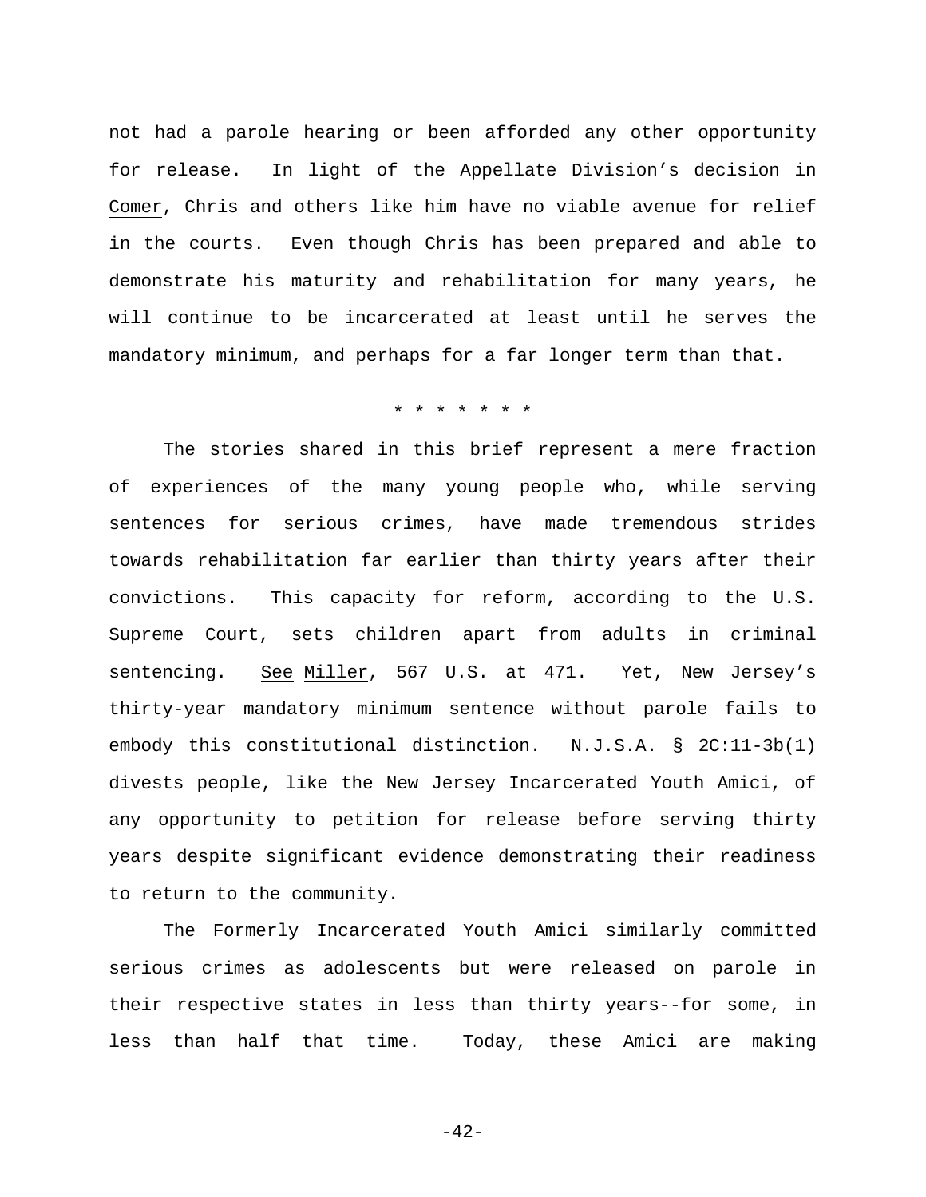not had a parole hearing or been afforded any other opportunity for release. In light of the Appellate Division's decision in Comer, Chris and others like him have no viable avenue for relief in the courts. Even though Chris has been prepared and able to demonstrate his maturity and rehabilitation for many years, he will continue to be incarcerated at least until he serves the mandatory minimum, and perhaps for a far longer term than that.

* * * * * * * *

The stories shared in this brief represent a mere fraction of experiences of the many young people who, while serving sentences for serious crimes, have made tremendous strides towards rehabilitation far earlier than thirty years after their convictions. This capacity for reform, according to the U.S. Supreme Court, sets children apart from adults in criminal sentencing. See Miller, 567 U.S. at 471. Yet, New Jersey's thirty-year mandatory minimum sentence without parole fails to embody this constitutional distinction. N.J.S.A. § 2C:11-3b(1) divests people, like the New Jersey Incarcerated Youth Amici, of any opportunity to petition for release before serving thirty years despite significant evidence demonstrating their readiness to return to the community.

The Formerly Incarcerated Youth Amici similarly committed serious crimes as adolescents but were released on parole in their respective states in less than thirty years--for some, in less than half that time. Today, these Amici are making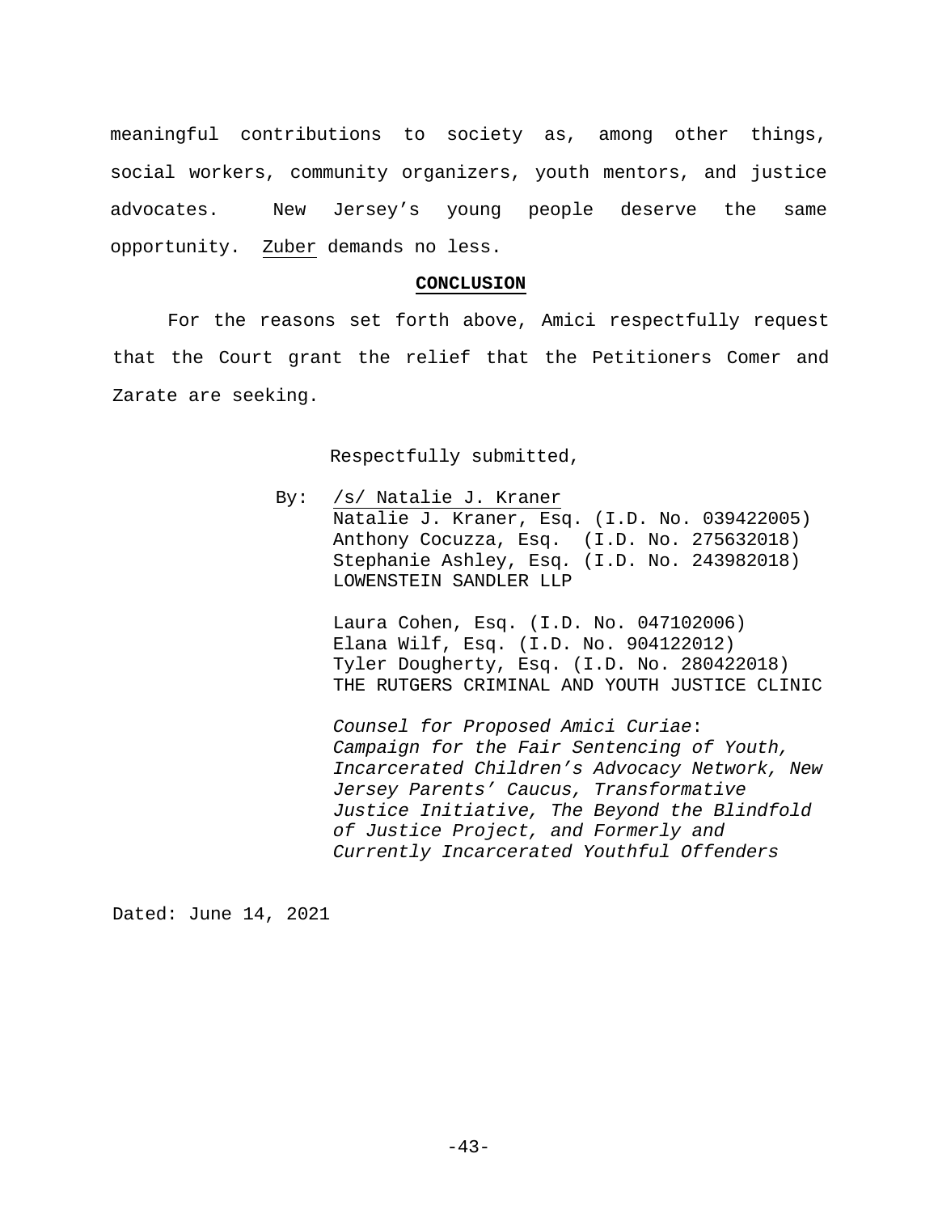meaningful contributions to society as, among other things, social workers, community organizers, youth mentors, and justice advocates. New Jersey's young people deserve the same opportunity. Zuber demands no less.

## CONCLUSION

For the reasons set forth above, Amici respectfully request that the Court grant the relief that the Petitioners Comer and Zarate are seeking.

Respectfully submitted,

By: /s/ Natalie J. Kraner
Natalie J. Kraner, Esq. (I.D. No. 039422005)
Anthony Cocuzza, Esq. (I.D. No. 275632018)
Stephanie Ashley, Esq. (I.D. No. 243982018)
LOWENSTEIN SANDLER LLP

Laura Cohen, Esq. (I.D. No. 047102006)
Elana Wilf, Esq. (I.D. No. 904122012)
Tyler Dougherty, Esq. (I.D. No. 280422018)
THE RUTGERS CRIMINAL AND YOUTH JUSTICE CLINIC

*Counsel for Proposed Amici Curiae*:
*Campaign for the Fair Sentencing of Youth, Incarcerated Children's Advocacy Network, New Jersey Parents' Caucus, Transformative Justice Initiative, The Beyond the Blindfold of Justice Project, and Formerly and Currently Incarcerated Youthful Offenders*

Dated: June 14, 2021